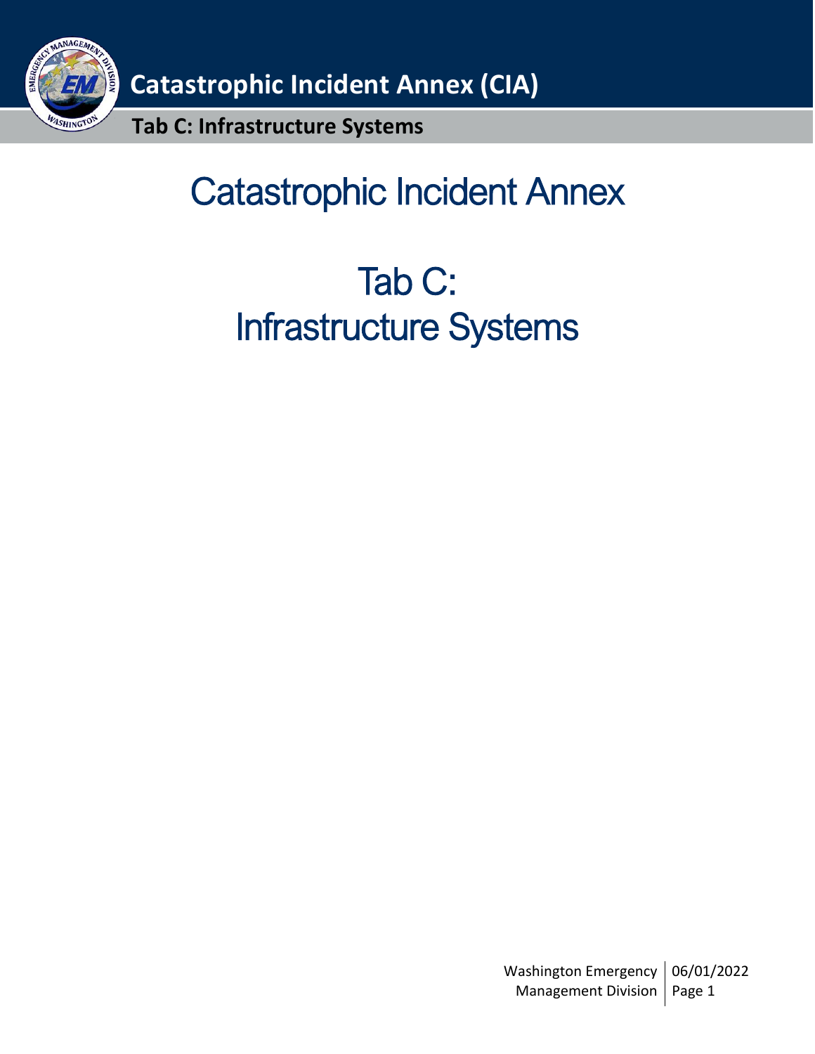# Catastrophic Incident Annex

# Tab C: Infrastructure Systems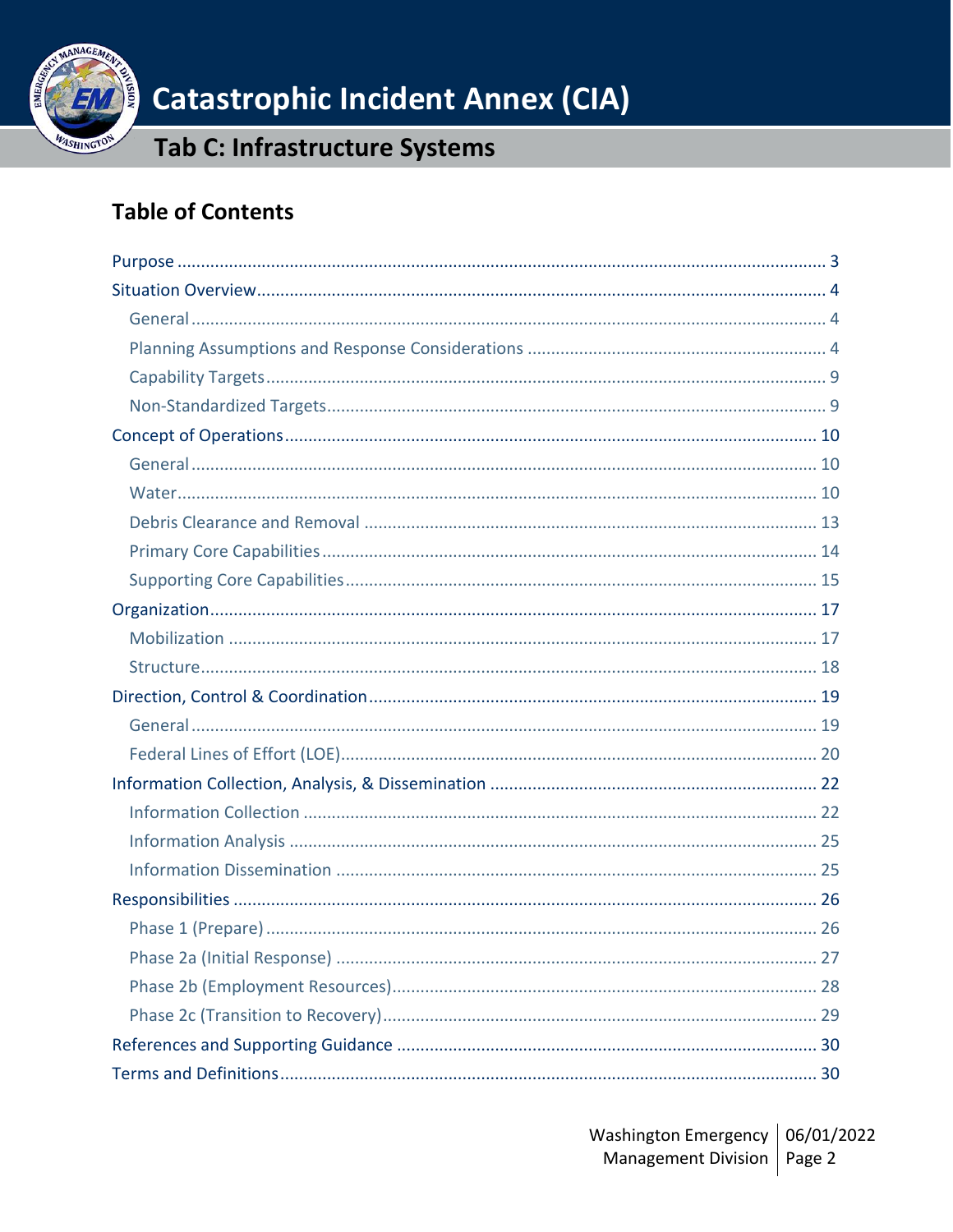# Catastrophic Incident Annex (CIA)

## Tab C: Infrastructure Systems

### Table of Contents

- Purpose ... 3
- Situation Overview ... 4
  - General ... 4
  - Planning Assumptions and Response Considerations ... 4
  - Capability Targets ... 9
  - Non-Standardized Targets ... 9
- Concept of Operations ... 10
  - General ... 10
  - Water ... 10
  - Debris Clearance and Removal ... 13
  - Primary Core Capabilities ... 14
  - Supporting Core Capabilities ... 15
- Organization ... 17
  - Mobilization ... 17
  - Structure ... 18
- Direction, Control & Coordination ... 19
  - General ... 19
  - Federal Lines of Effort (LOE) ... 20
- Information Collection, Analysis, & Dissemination ... 22
  - Information Collection ... 22
  - Information Analysis ... 25
  - Information Dissemination ... 25
- Responsibilities ... 26
  - Phase 1 (Prepare) ... 26
  - Phase 2a (Initial Response) ... 27
  - Phase 2b (Employment Resources) ... 28
  - Phase 2c (Transition to Recovery) ... 29
- References and Supporting Guidance ... 30
- Terms and Definitions ... 30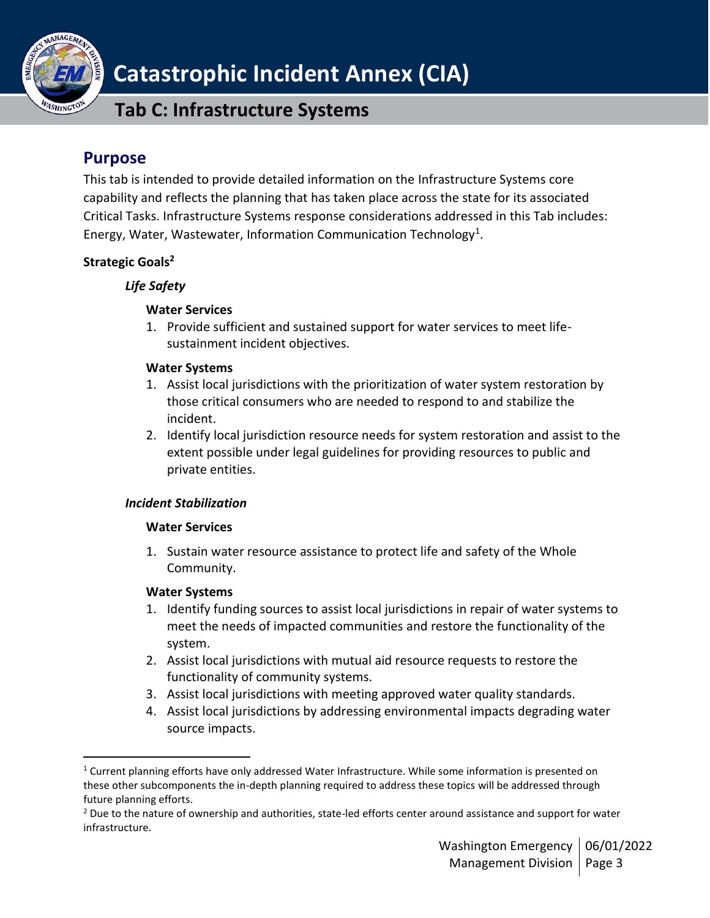# Catastrophic Incident Annex (CIA)

## Tab C: Infrastructure Systems

## Purpose

This tab is intended to provide detailed information on the Infrastructure Systems core capability and reflects the planning that has taken place across the state for its associated Critical Tasks. Infrastructure Systems response considerations addressed in this Tab includes: Energy, Water, Wastewater, Information Communication Technology[1].

**Strategic Goals[2]**

***Life Safety***

**Water Services**

1. Provide sufficient and sustained support for water services to meet life-sustainment incident objectives.

**Water Systems**

1. Assist local jurisdictions with the prioritization of water system restoration by those critical consumers who are needed to respond to and stabilize the incident.
2. Identify local jurisdiction resource needs for system restoration and assist to the extent possible under legal guidelines for providing resources to public and private entities.

***Incident Stabilization***

**Water Services**

1. Sustain water resource assistance to protect life and safety of the Whole Community.

**Water Systems**

1. Identify funding sources to assist local jurisdictions in repair of water systems to meet the needs of impacted communities and restore the functionality of the system.
2. Assist local jurisdictions with mutual aid resource requests to restore the functionality of community systems.
3. Assist local jurisdictions with meeting approved water quality standards.
4. Assist local jurisdictions by addressing environmental impacts degrading water source impacts.

---

[1] Current planning efforts have only addressed Water Infrastructure. While some information is presented on these other subcomponents the in-depth planning required to address these topics will be addressed through future planning efforts.

[2] Due to the nature of ownership and authorities, state-led efforts center around assistance and support for water infrastructure.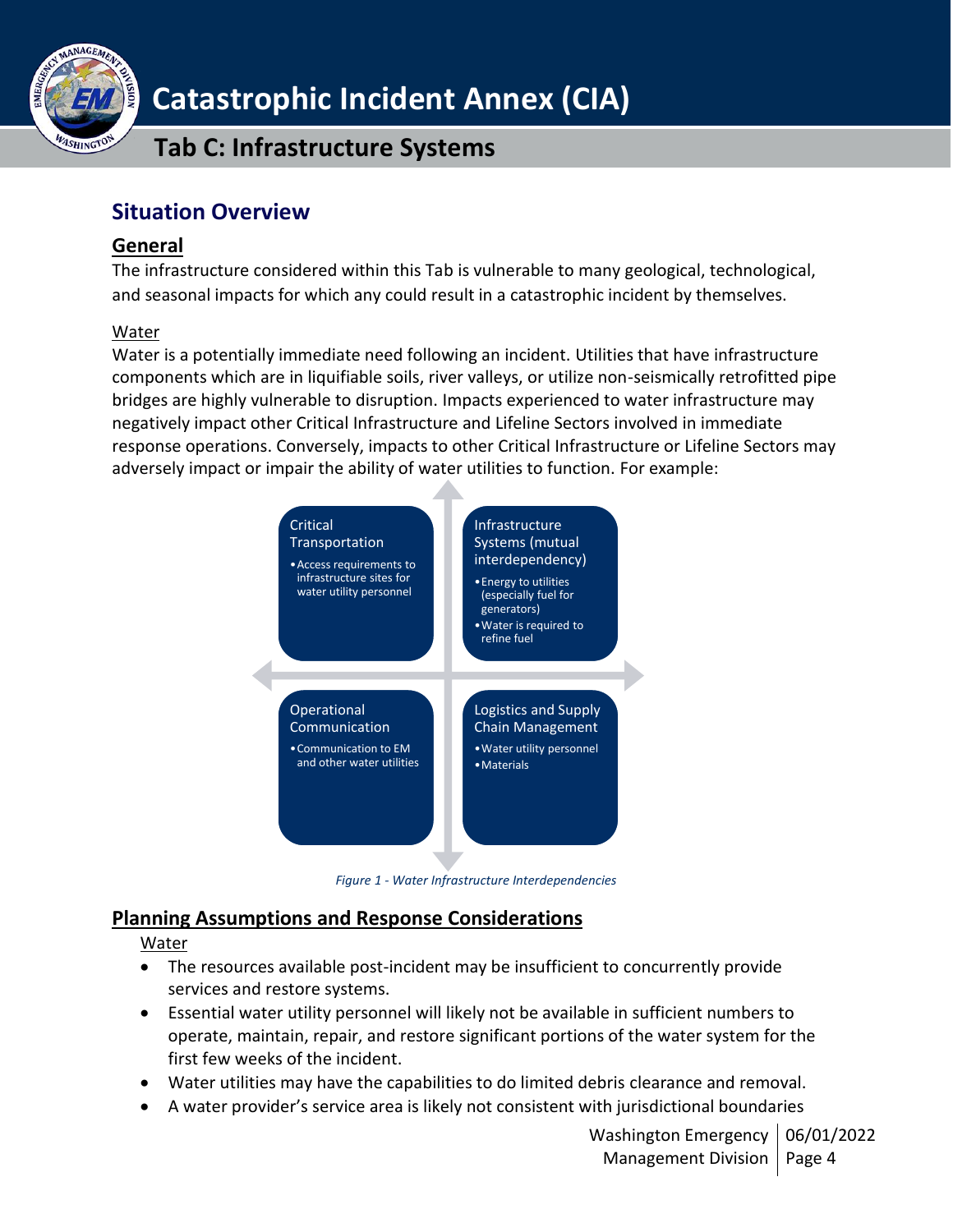## Situation Overview

### General

The infrastructure considered within this Tab is vulnerable to many geological, technological, and seasonal impacts for which any could result in a catastrophic incident by themselves.

Water

Water is a potentially immediate need following an incident. Utilities that have infrastructure components which are in liquifiable soils, river valleys, or utilize non-seismically retrofitted pipe bridges are highly vulnerable to disruption. Impacts experienced to water infrastructure may negatively impact other Critical Infrastructure and Lifeline Sectors involved in immediate response operations. Conversely, impacts to other Critical Infrastructure or Lifeline Sectors may adversely impact or impair the ability of water utilities to function. For example:

**Critical Transportation**
- Access requirements to infrastructure sites for water utility personnel

**Infrastructure Systems (mutual interdependency)**
- Energy to utilities (especially fuel for generators)
- Water is required to refine fuel

**Operational Communication**
- Communication to EM and other water utilities

**Logistics and Supply Chain Management**
- Water utility personnel
- Materials

*Figure 1 - Water Infrastructure Interdependencies*

### Planning Assumptions and Response Considerations

Water

- The resources available post-incident may be insufficient to concurrently provide services and restore systems.
- Essential water utility personnel will likely not be available in sufficient numbers to operate, maintain, repair, and restore significant portions of the water system for the first few weeks of the incident.
- Water utilities may have the capabilities to do limited debris clearance and removal.
- A water provider's service area is likely not consistent with jurisdictional boundaries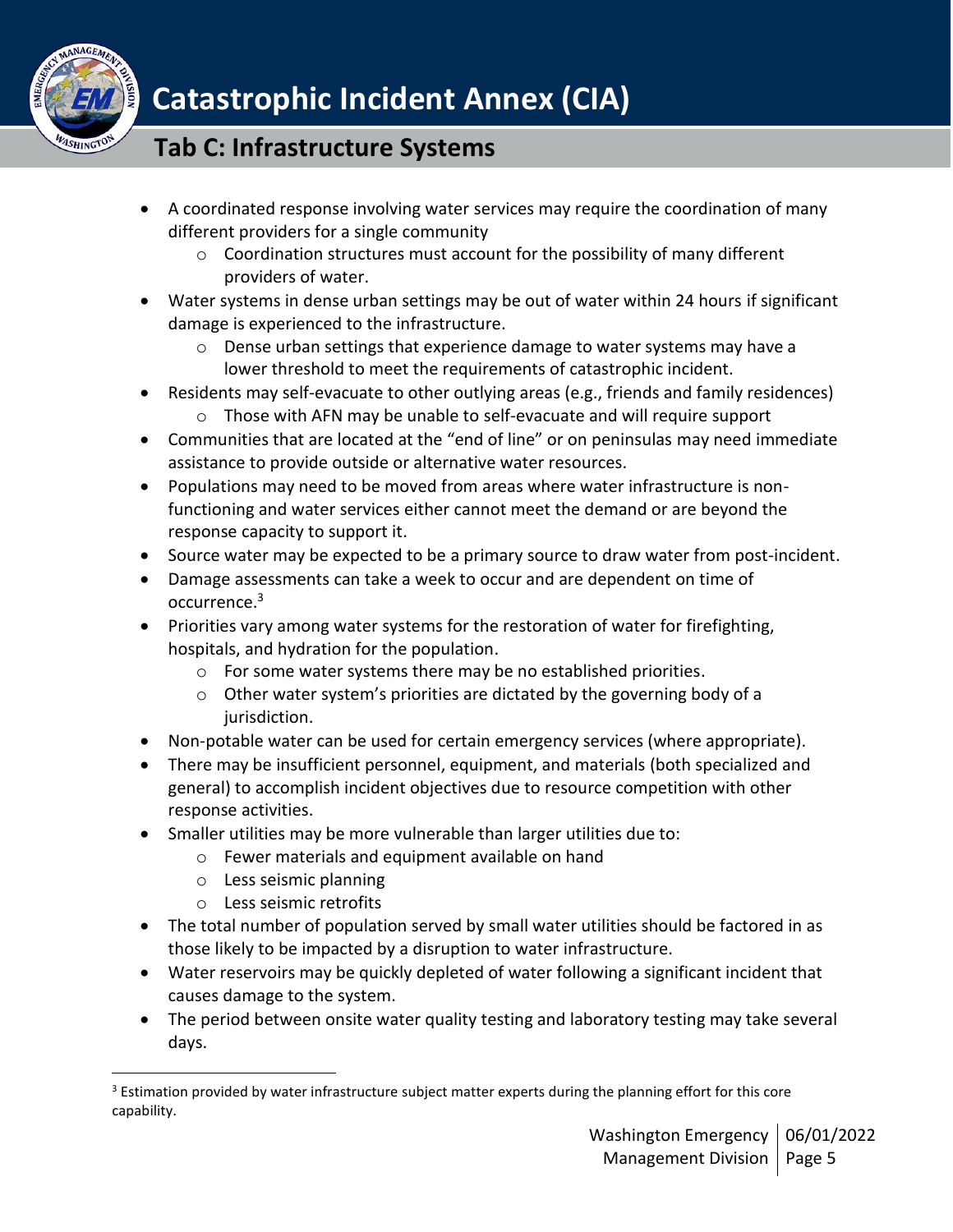- A coordinated response involving water services may require the coordination of many different providers for a single community
  - Coordination structures must account for the possibility of many different providers of water.
- Water systems in dense urban settings may be out of water within 24 hours if significant damage is experienced to the infrastructure.
  - Dense urban settings that experience damage to water systems may have a lower threshold to meet the requirements of catastrophic incident.
- Residents may self-evacuate to other outlying areas (e.g., friends and family residences)
  - Those with AFN may be unable to self-evacuate and will require support
- Communities that are located at the "end of line" or on peninsulas may need immediate assistance to provide outside or alternative water resources.
- Populations may need to be moved from areas where water infrastructure is non-functioning and water services either cannot meet the demand or are beyond the response capacity to support it.
- Source water may be expected to be a primary source to draw water from post-incident.
- Damage assessments can take a week to occur and are dependent on time of occurrence.[3]
- Priorities vary among water systems for the restoration of water for firefighting, hospitals, and hydration for the population.
  - For some water systems there may be no established priorities.
  - Other water system's priorities are dictated by the governing body of a jurisdiction.
- Non-potable water can be used for certain emergency services (where appropriate).
- There may be insufficient personnel, equipment, and materials (both specialized and general) to accomplish incident objectives due to resource competition with other response activities.
- Smaller utilities may be more vulnerable than larger utilities due to:
  - Fewer materials and equipment available on hand
  - Less seismic planning
  - Less seismic retrofits
- The total number of population served by small water utilities should be factored in as those likely to be impacted by a disruption to water infrastructure.
- Water reservoirs may be quickly depleted of water following a significant incident that causes damage to the system.
- The period between onsite water quality testing and laboratory testing may take several days.

[3] Estimation provided by water infrastructure subject matter experts during the planning effort for this core capability.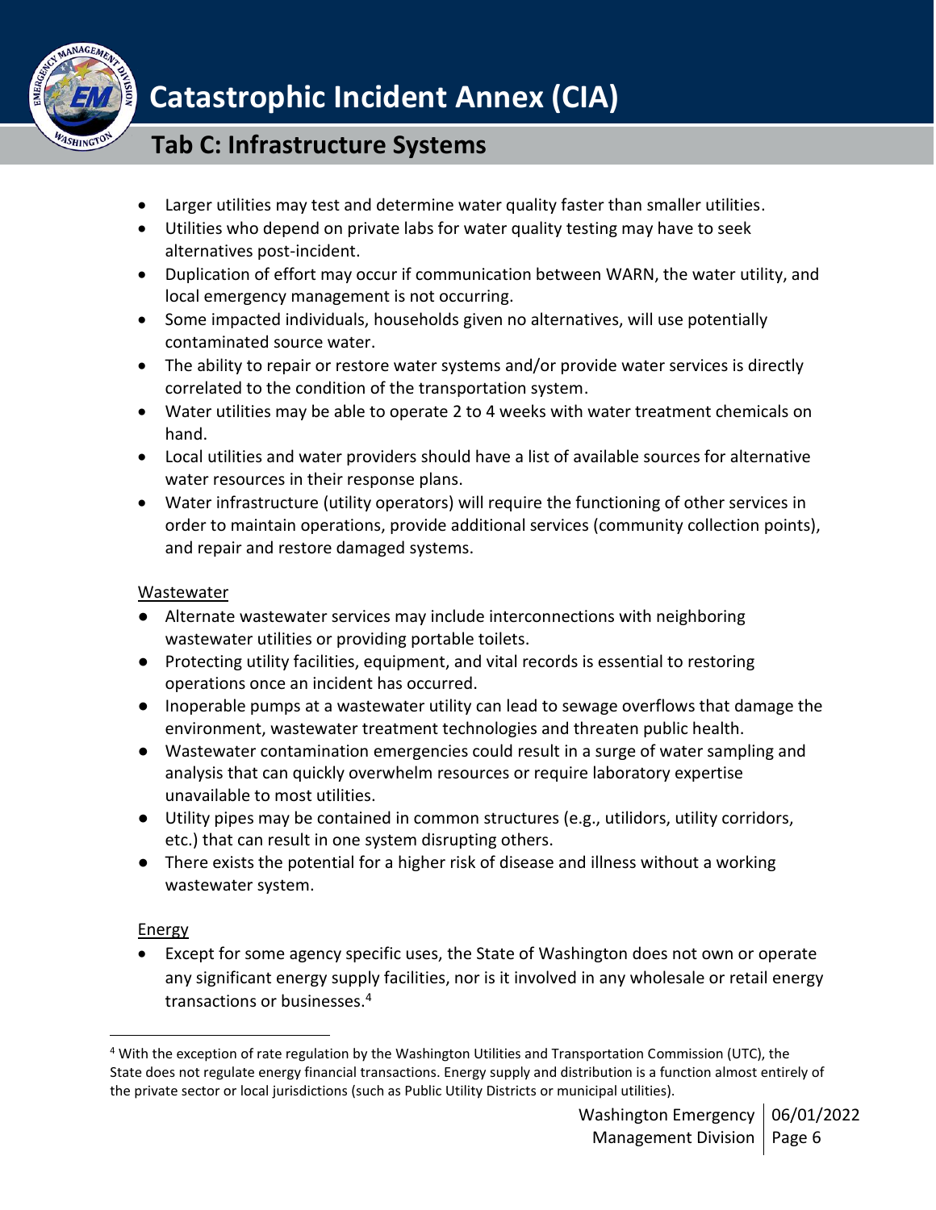- Larger utilities may test and determine water quality faster than smaller utilities.
- Utilities who depend on private labs for water quality testing may have to seek alternatives post-incident.
- Duplication of effort may occur if communication between WARN, the water utility, and local emergency management is not occurring.
- Some impacted individuals, households given no alternatives, will use potentially contaminated source water.
- The ability to repair or restore water systems and/or provide water services is directly correlated to the condition of the transportation system.
- Water utilities may be able to operate 2 to 4 weeks with water treatment chemicals on hand.
- Local utilities and water providers should have a list of available sources for alternative water resources in their response plans.
- Water infrastructure (utility operators) will require the functioning of other services in order to maintain operations, provide additional services (community collection points), and repair and restore damaged systems.

Wastewater

- Alternate wastewater services may include interconnections with neighboring wastewater utilities or providing portable toilets.
- Protecting utility facilities, equipment, and vital records is essential to restoring operations once an incident has occurred.
- Inoperable pumps at a wastewater utility can lead to sewage overflows that damage the environment, wastewater treatment technologies and threaten public health.
- Wastewater contamination emergencies could result in a surge of water sampling and analysis that can quickly overwhelm resources or require laboratory expertise unavailable to most utilities.
- Utility pipes may be contained in common structures (e.g., utilidors, utility corridors, etc.) that can result in one system disrupting others.
- There exists the potential for a higher risk of disease and illness without a working wastewater system.

Energy

- Except for some agency specific uses, the State of Washington does not own or operate any significant energy supply facilities, nor is it involved in any wholesale or retail energy transactions or businesses.[4]

[4] With the exception of rate regulation by the Washington Utilities and Transportation Commission (UTC), the State does not regulate energy financial transactions. Energy supply and distribution is a function almost entirely of the private sector or local jurisdictions (such as Public Utility Districts or municipal utilities).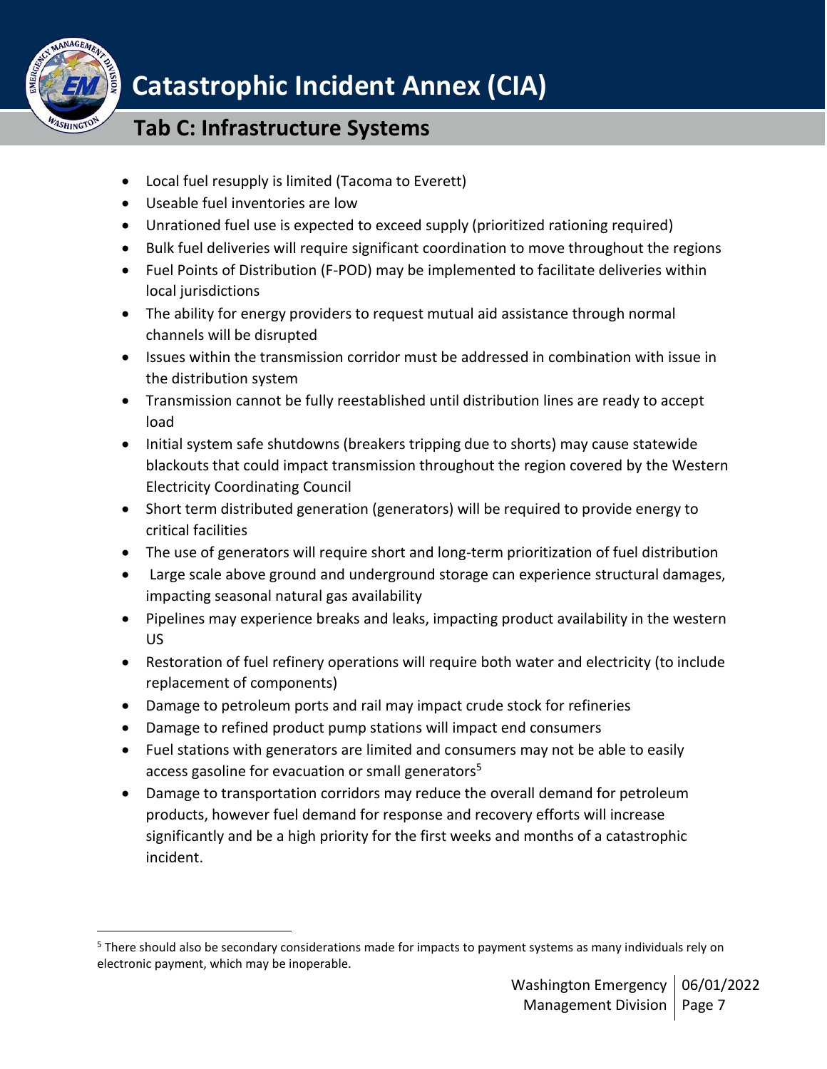- Local fuel resupply is limited (Tacoma to Everett)
- Useable fuel inventories are low
- Unrationed fuel use is expected to exceed supply (prioritized rationing required)
- Bulk fuel deliveries will require significant coordination to move throughout the regions
- Fuel Points of Distribution (F-POD) may be implemented to facilitate deliveries within local jurisdictions
- The ability for energy providers to request mutual aid assistance through normal channels will be disrupted
- Issues within the transmission corridor must be addressed in combination with issue in the distribution system
- Transmission cannot be fully reestablished until distribution lines are ready to accept load
- Initial system safe shutdowns (breakers tripping due to shorts) may cause statewide blackouts that could impact transmission throughout the region covered by the Western Electricity Coordinating Council
- Short term distributed generation (generators) will be required to provide energy to critical facilities
- The use of generators will require short and long-term prioritization of fuel distribution
- Large scale above ground and underground storage can experience structural damages, impacting seasonal natural gas availability
- Pipelines may experience breaks and leaks, impacting product availability in the western US
- Restoration of fuel refinery operations will require both water and electricity (to include replacement of components)
- Damage to petroleum ports and rail may impact crude stock for refineries
- Damage to refined product pump stations will impact end consumers
- Fuel stations with generators are limited and consumers may not be able to easily access gasoline for evacuation or small generators[5]
- Damage to transportation corridors may reduce the overall demand for petroleum products, however fuel demand for response and recovery efforts will increase significantly and be a high priority for the first weeks and months of a catastrophic incident.

[5] There should also be secondary considerations made for impacts to payment systems as many individuals rely on electronic payment, which may be inoperable.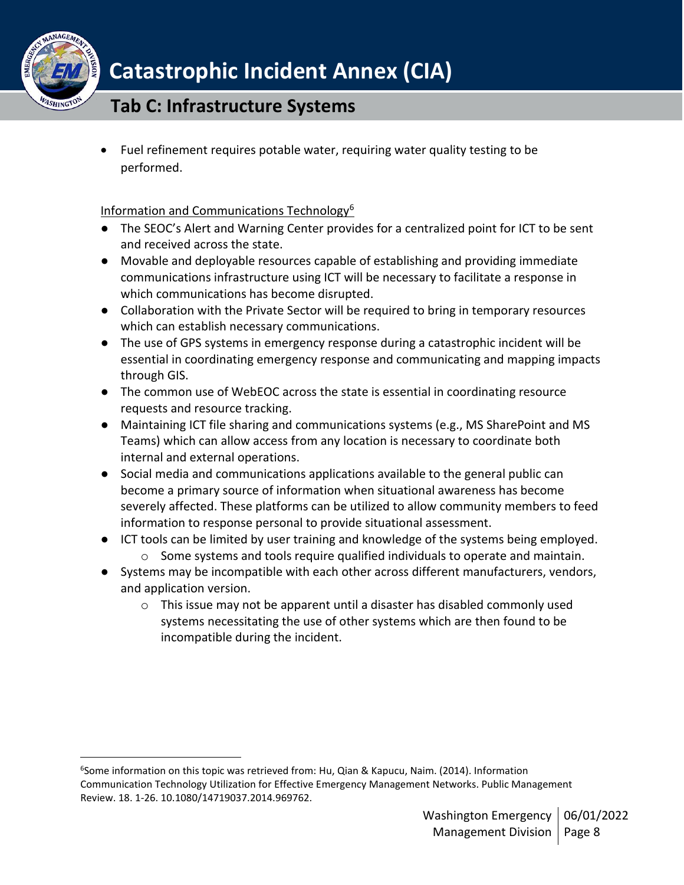- Fuel refinement requires potable water, requiring water quality testing to be performed.

Information and Communications Technology[6]

- The SEOC's Alert and Warning Center provides for a centralized point for ICT to be sent and received across the state.
- Movable and deployable resources capable of establishing and providing immediate communications infrastructure using ICT will be necessary to facilitate a response in which communications has become disrupted.
- Collaboration with the Private Sector will be required to bring in temporary resources which can establish necessary communications.
- The use of GPS systems in emergency response during a catastrophic incident will be essential in coordinating emergency response and communicating and mapping impacts through GIS.
- The common use of WebEOC across the state is essential in coordinating resource requests and resource tracking.
- Maintaining ICT file sharing and communications systems (e.g., MS SharePoint and MS Teams) which can allow access from any location is necessary to coordinate both internal and external operations.
- Social media and communications applications available to the general public can become a primary source of information when situational awareness has become severely affected. These platforms can be utilized to allow community members to feed information to response personal to provide situational assessment.
- ICT tools can be limited by user training and knowledge of the systems being employed.
    - Some systems and tools require qualified individuals to operate and maintain.
- Systems may be incompatible with each other across different manufacturers, vendors, and application version.
    - This issue may not be apparent until a disaster has disabled commonly used systems necessitating the use of other systems which are then found to be incompatible during the incident.

[6] Some information on this topic was retrieved from: Hu, Qian & Kapucu, Naim. (2014). Information Communication Technology Utilization for Effective Emergency Management Networks. Public Management Review. 18. 1-26. 10.1080/14719037.2014.969762.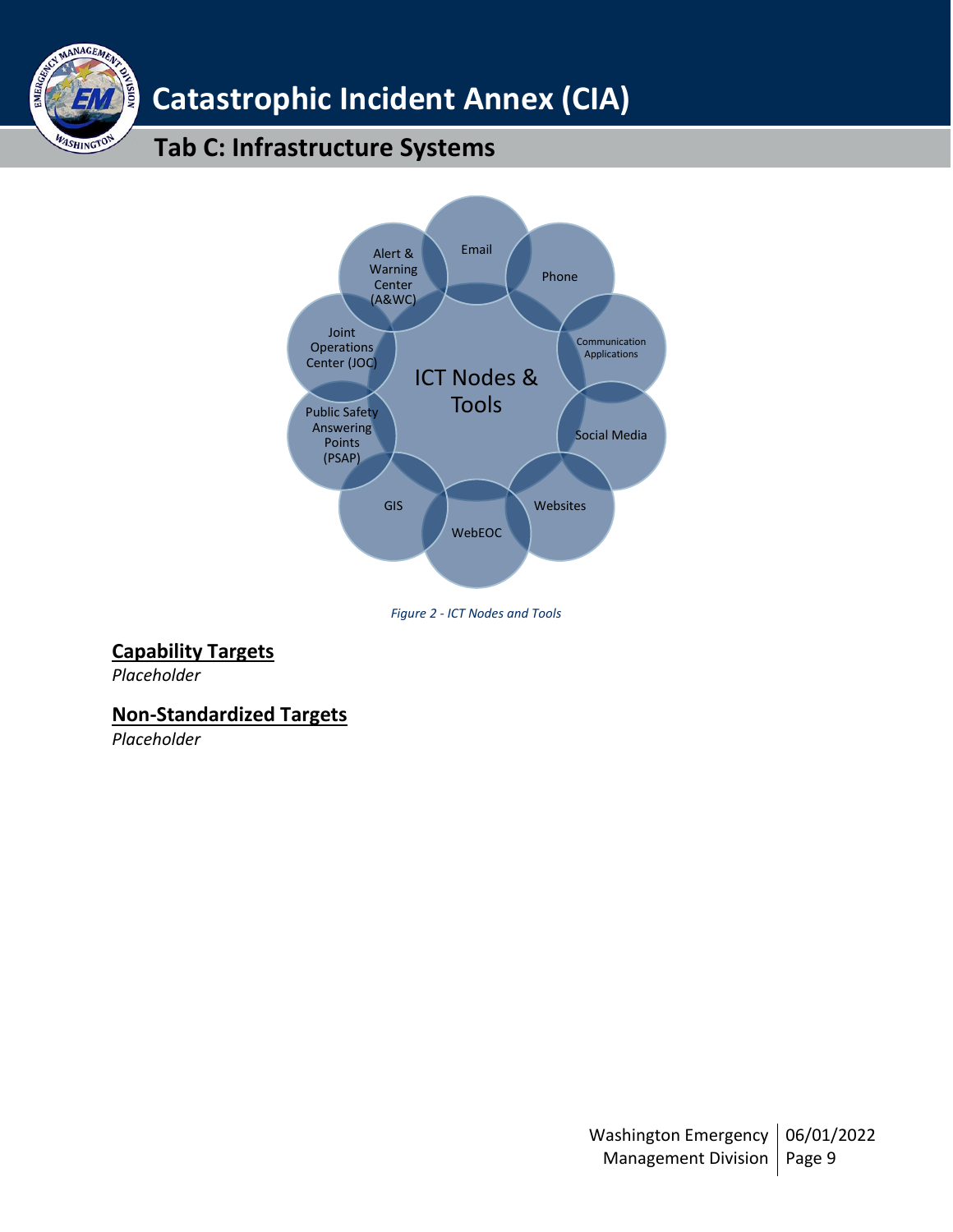ICT Nodes & Tools

Email

Phone

Communication Applications

Social Media

Websites

WebEOC

GIS

Public Safety Answering Points (PSAP)

Joint Operations Center (JOC)

Alert & Warning Center (A&WC)

*Figure 2 - ICT Nodes and Tools*

## Capability Targets

*Placeholder*

## Non-Standardized Targets

*Placeholder*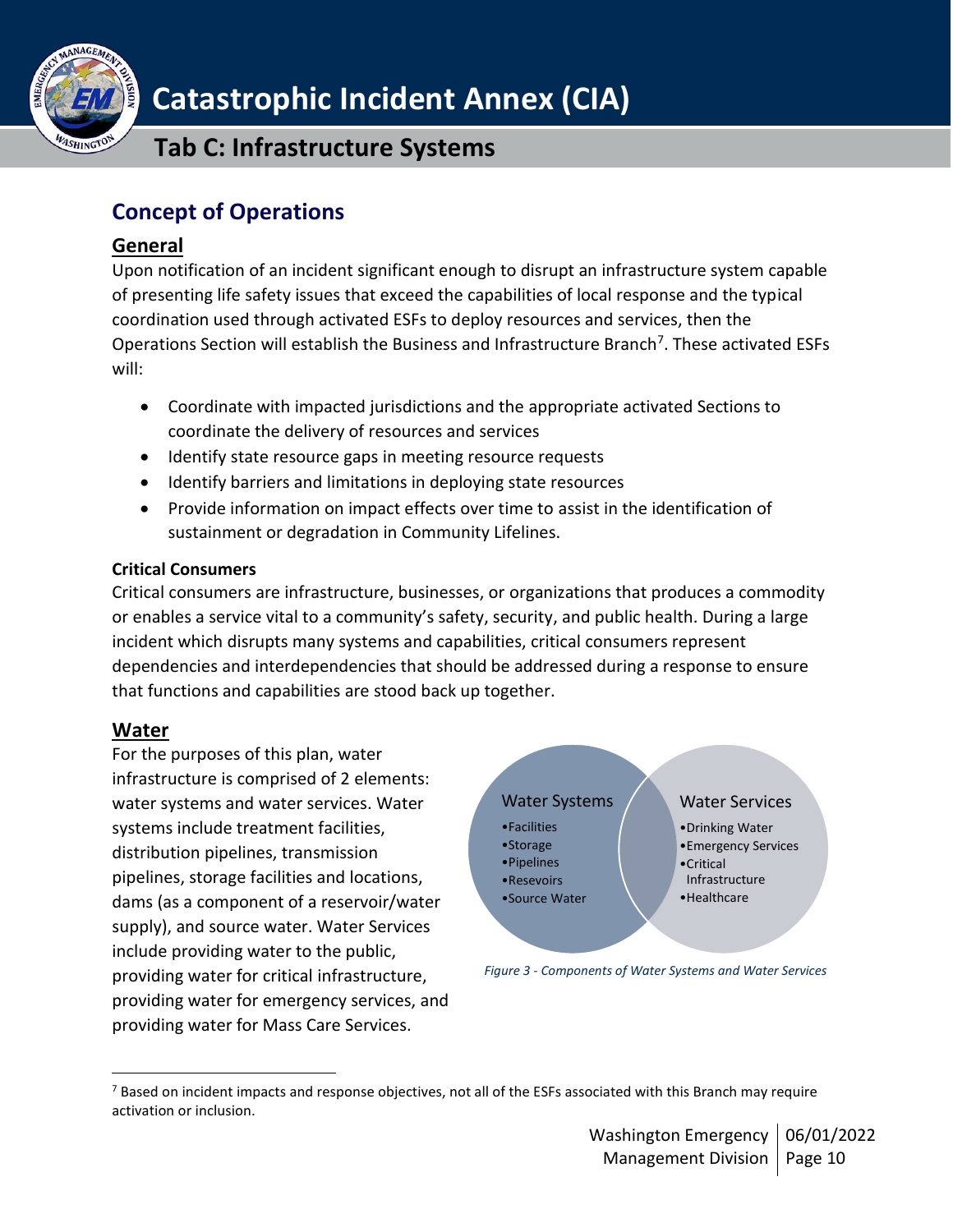## Concept of Operations

### General

Upon notification of an incident significant enough to disrupt an infrastructure system capable of presenting life safety issues that exceed the capabilities of local response and the typical coordination used through activated ESFs to deploy resources and services, then the Operations Section will establish the Business and Infrastructure Branch[7]. These activated ESFs will:

- Coordinate with impacted jurisdictions and the appropriate activated Sections to coordinate the delivery of resources and services
- Identify state resource gaps in meeting resource requests
- Identify barriers and limitations in deploying state resources
- Provide information on impact effects over time to assist in the identification of sustainment or degradation in Community Lifelines.

**Critical Consumers**

Critical consumers are infrastructure, businesses, or organizations that produces a commodity or enables a service vital to a community's safety, security, and public health. During a large incident which disrupts many systems and capabilities, critical consumers represent dependencies and interdependencies that should be addressed during a response to ensure that functions and capabilities are stood back up together.

### Water

For the purposes of this plan, water infrastructure is comprised of 2 elements: water systems and water services. Water systems include treatment facilities, distribution pipelines, transmission pipelines, storage facilities and locations, dams (as a component of a reservoir/water supply), and source water. Water Services include providing water to the public, providing water for critical infrastructure, providing water for emergency services, and providing water for Mass Care Services.

Water Systems
- Facilities
- Storage
- Pipelines
- Resevoirs
- Source Water

Water Services
- Drinking Water
- Emergency Services
- Critical Infrastructure
- Healthcare

*Figure 3 - Components of Water Systems and Water Services*

[7] Based on incident impacts and response objectives, not all of the ESFs associated with this Branch may require activation or inclusion.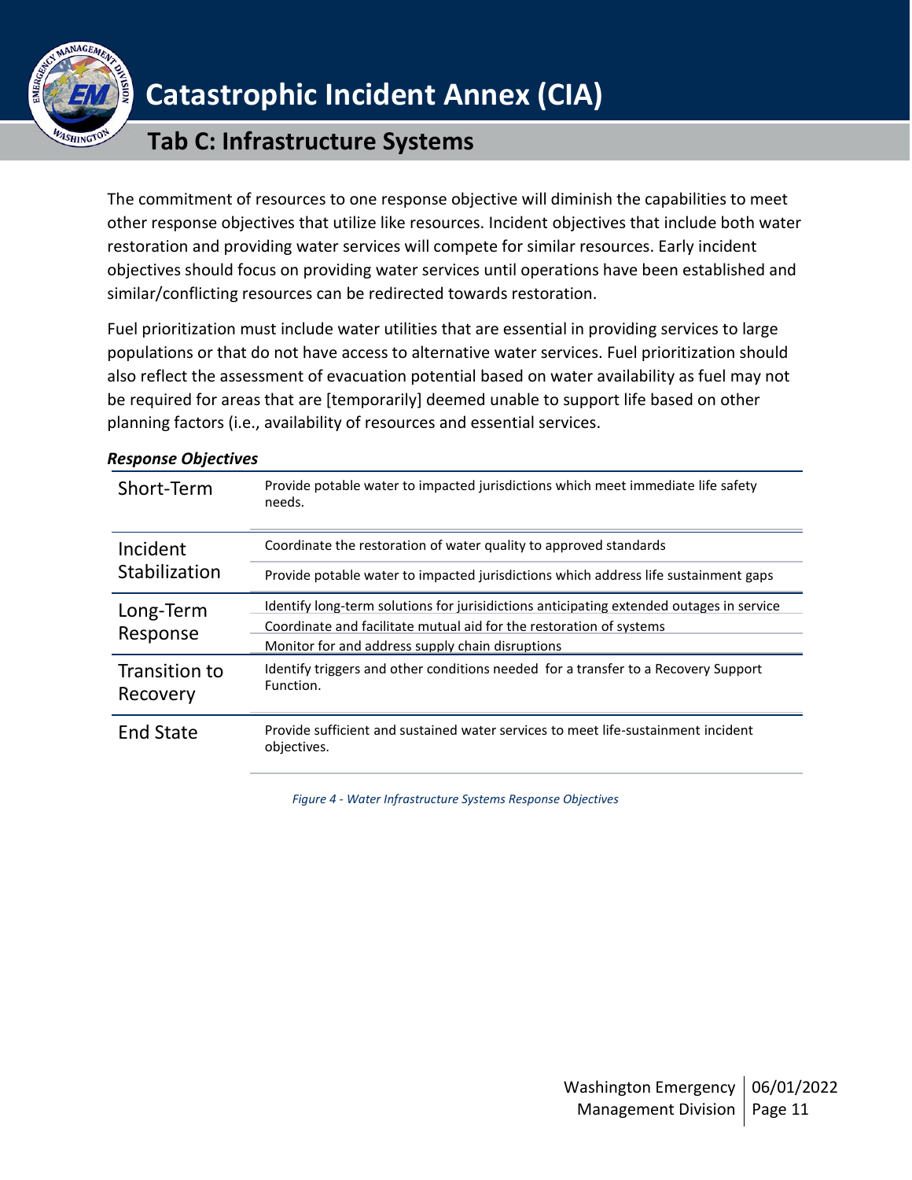The commitment of resources to one response objective will diminish the capabilities to meet other response objectives that utilize like resources. Incident objectives that include both water restoration and providing water services will compete for similar resources. Early incident objectives should focus on providing water services until operations have been established and similar/conflicting resources can be redirected towards restoration.

Fuel prioritization must include water utilities that are essential in providing services to large populations or that do not have access to alternative water services. Fuel prioritization should also reflect the assessment of evacuation potential based on water availability as fuel may not be required for areas that are [temporarily] deemed unable to support life based on other planning factors (i.e., availability of resources and essential services.

***Response Objectives***

| Phase | Objective |
|---|---|
| Short-Term | Provide potable water to impacted jurisdictions which meet immediate life safety needs. |
| Incident Stabilization | Coordinate the restoration of water quality to approved standards |
| | Provide potable water to impacted jurisdictions which address life sustainment gaps |
| Long-Term Response | Identify long-term solutions for jurisidictions anticipating extended outages in service |
| | Coordinate and facilitate mutual aid for the restoration of systems |
| | Monitor for and address supply chain disruptions |
| Transition to Recovery | Identify triggers and other conditions needed for a transfer to a Recovery Support Function. |
| End State | Provide sufficient and sustained water services to meet life-sustainment incident objectives. |

*Figure 4 - Water Infrastructure Systems Response Objectives*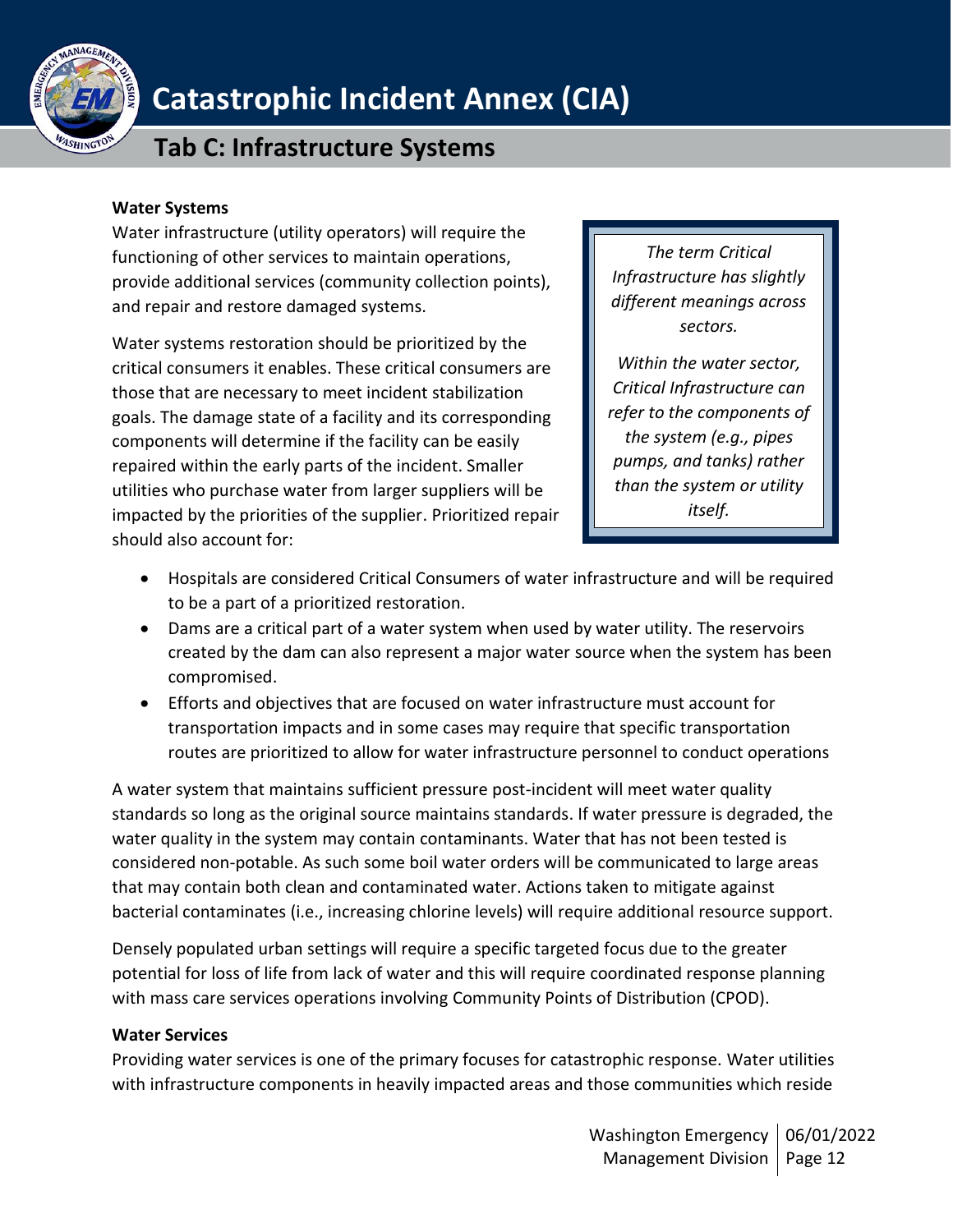**Water Systems**

Water infrastructure (utility operators) will require the functioning of other services to maintain operations, provide additional services (community collection points), and repair and restore damaged systems.

> *The term Critical Infrastructure has slightly different meanings across sectors.*
>
> *Within the water sector, Critical Infrastructure can refer to the components of the system (e.g., pipes pumps, and tanks) rather than the system or utility itself.*

Water systems restoration should be prioritized by the critical consumers it enables. These critical consumers are those that are necessary to meet incident stabilization goals. The damage state of a facility and its corresponding components will determine if the facility can be easily repaired within the early parts of the incident. Smaller utilities who purchase water from larger suppliers will be impacted by the priorities of the supplier. Prioritized repair should also account for:

- Hospitals are considered Critical Consumers of water infrastructure and will be required to be a part of a prioritized restoration.
- Dams are a critical part of a water system when used by water utility. The reservoirs created by the dam can also represent a major water source when the system has been compromised.
- Efforts and objectives that are focused on water infrastructure must account for transportation impacts and in some cases may require that specific transportation routes are prioritized to allow for water infrastructure personnel to conduct operations

A water system that maintains sufficient pressure post-incident will meet water quality standards so long as the original source maintains standards. If water pressure is degraded, the water quality in the system may contain contaminants. Water that has not been tested is considered non-potable. As such some boil water orders will be communicated to large areas that may contain both clean and contaminated water. Actions taken to mitigate against bacterial contaminates (i.e., increasing chlorine levels) will require additional resource support.

Densely populated urban settings will require a specific targeted focus due to the greater potential for loss of life from lack of water and this will require coordinated response planning with mass care services operations involving Community Points of Distribution (CPOD).

**Water Services**

Providing water services is one of the primary focuses for catastrophic response. Water utilities with infrastructure components in heavily impacted areas and those communities which reside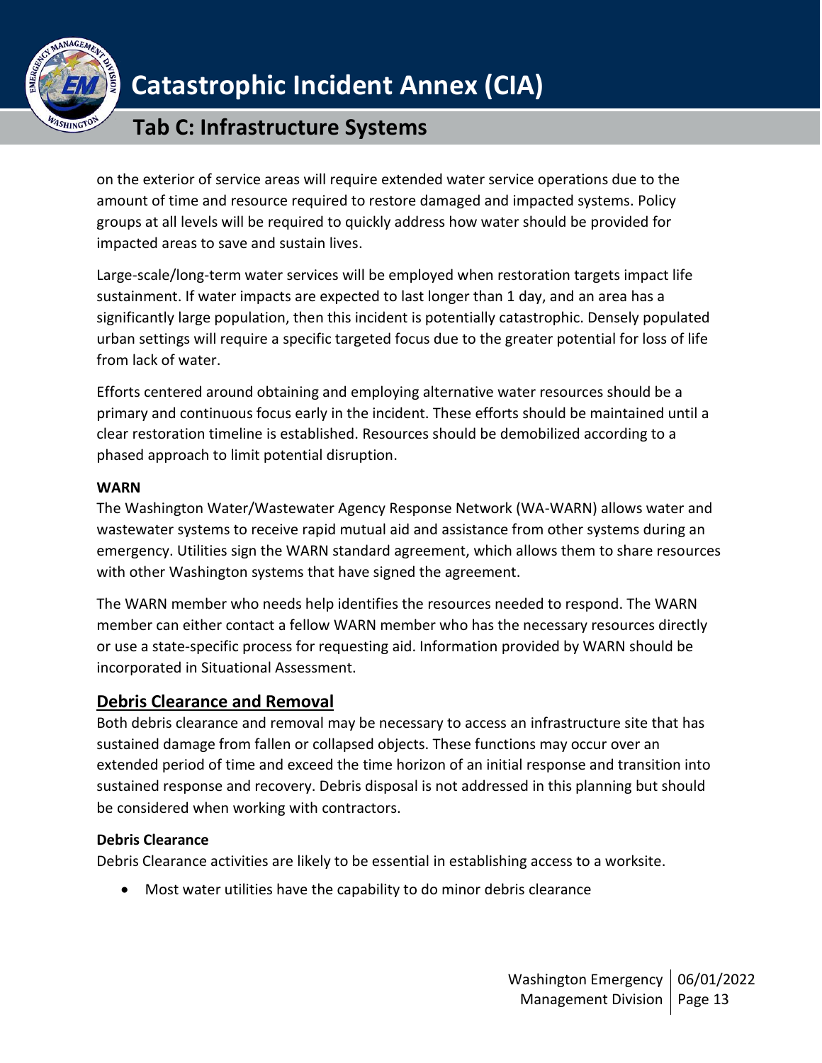on the exterior of service areas will require extended water service operations due to the amount of time and resource required to restore damaged and impacted systems. Policy groups at all levels will be required to quickly address how water should be provided for impacted areas to save and sustain lives.

Large-scale/long-term water services will be employed when restoration targets impact life sustainment. If water impacts are expected to last longer than 1 day, and an area has a significantly large population, then this incident is potentially catastrophic. Densely populated urban settings will require a specific targeted focus due to the greater potential for loss of life from lack of water.

Efforts centered around obtaining and employing alternative water resources should be a primary and continuous focus early in the incident. These efforts should be maintained until a clear restoration timeline is established. Resources should be demobilized according to a phased approach to limit potential disruption.

**WARN**

The Washington Water/Wastewater Agency Response Network (WA-WARN) allows water and wastewater systems to receive rapid mutual aid and assistance from other systems during an emergency. Utilities sign the WARN standard agreement, which allows them to share resources with other Washington systems that have signed the agreement.

The WARN member who needs help identifies the resources needed to respond. The WARN member can either contact a fellow WARN member who has the necessary resources directly or use a state-specific process for requesting aid. Information provided by WARN should be incorporated in Situational Assessment.

## Debris Clearance and Removal

Both debris clearance and removal may be necessary to access an infrastructure site that has sustained damage from fallen or collapsed objects. These functions may occur over an extended period of time and exceed the time horizon of an initial response and transition into sustained response and recovery. Debris disposal is not addressed in this planning but should be considered when working with contractors.

**Debris Clearance**

Debris Clearance activities are likely to be essential in establishing access to a worksite.

- Most water utilities have the capability to do minor debris clearance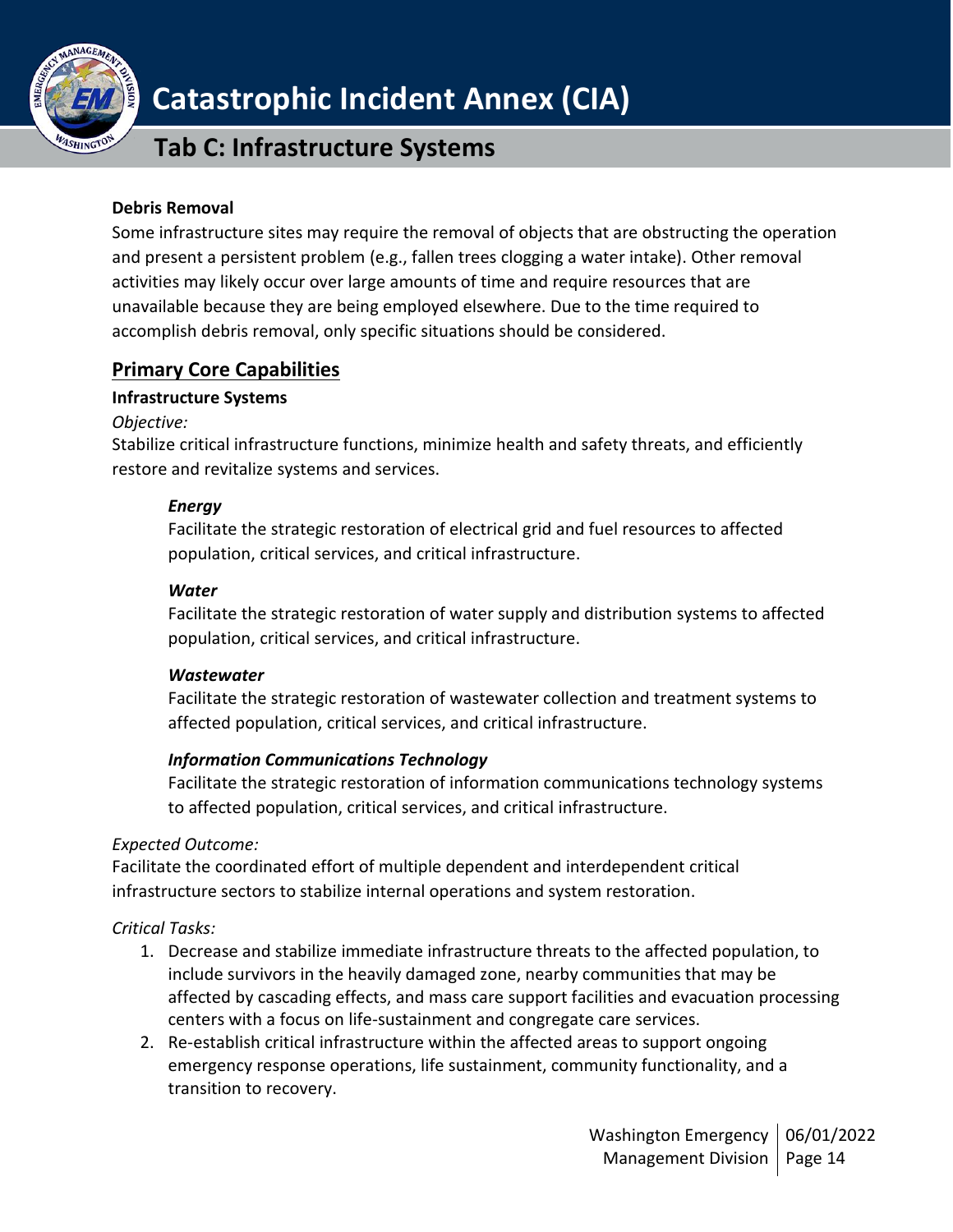**Debris Removal**

Some infrastructure sites may require the removal of objects that are obstructing the operation and present a persistent problem (e.g., fallen trees clogging a water intake). Other removal activities may likely occur over large amounts of time and require resources that are unavailable because they are being employed elsewhere. Due to the time required to accomplish debris removal, only specific situations should be considered.

## Primary Core Capabilities

**Infrastructure Systems**

*Objective:*

Stabilize critical infrastructure functions, minimize health and safety threats, and efficiently restore and revitalize systems and services.

***Energy***

Facilitate the strategic restoration of electrical grid and fuel resources to affected population, critical services, and critical infrastructure.

***Water***

Facilitate the strategic restoration of water supply and distribution systems to affected population, critical services, and critical infrastructure.

***Wastewater***

Facilitate the strategic restoration of wastewater collection and treatment systems to affected population, critical services, and critical infrastructure.

***Information Communications Technology***

Facilitate the strategic restoration of information communications technology systems to affected population, critical services, and critical infrastructure.

*Expected Outcome:*

Facilitate the coordinated effort of multiple dependent and interdependent critical infrastructure sectors to stabilize internal operations and system restoration.

*Critical Tasks:*

1. Decrease and stabilize immediate infrastructure threats to the affected population, to include survivors in the heavily damaged zone, nearby communities that may be affected by cascading effects, and mass care support facilities and evacuation processing centers with a focus on life-sustainment and congregate care services.
2. Re-establish critical infrastructure within the affected areas to support ongoing emergency response operations, life sustainment, community functionality, and a transition to recovery.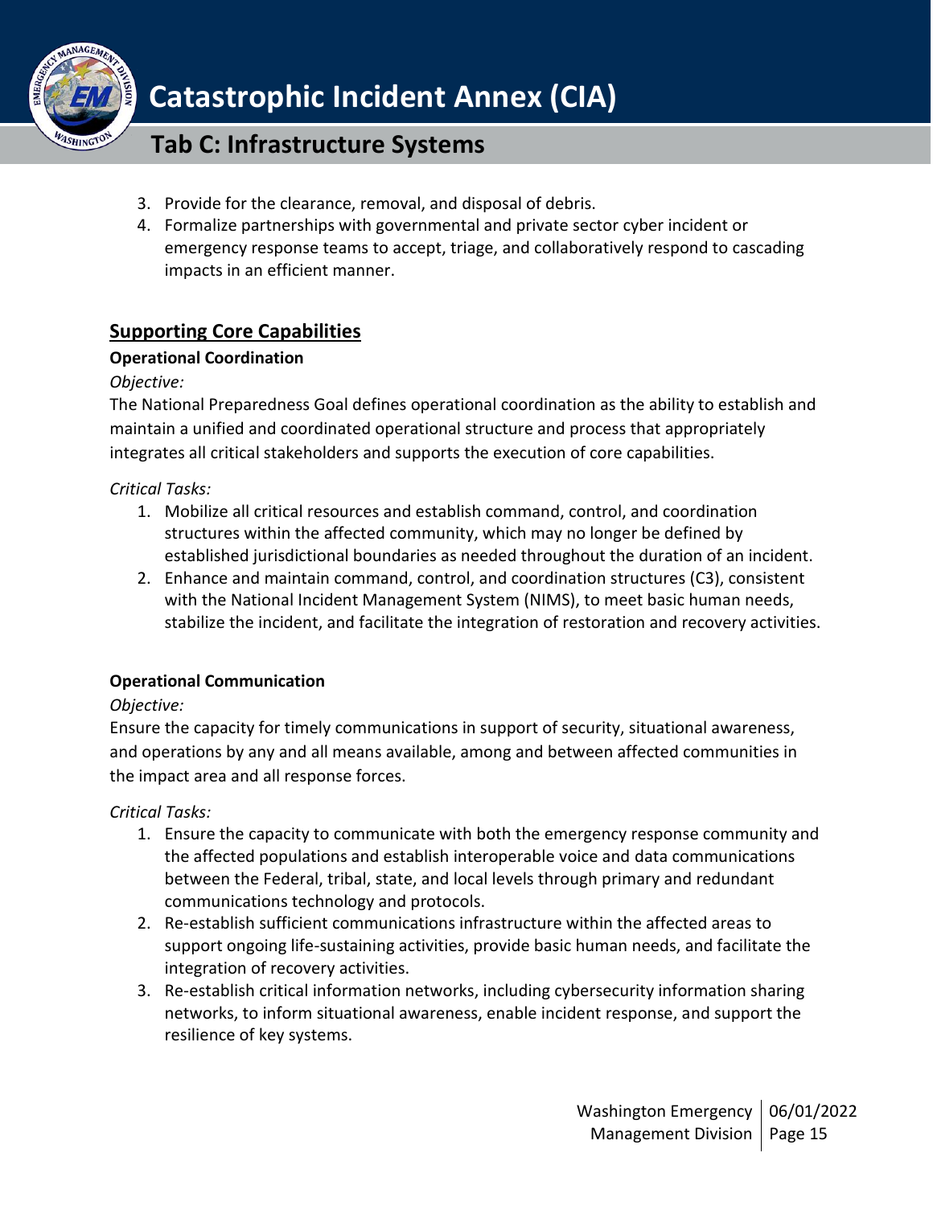3. Provide for the clearance, removal, and disposal of debris.
4. Formalize partnerships with governmental and private sector cyber incident or emergency response teams to accept, triage, and collaboratively respond to cascading impacts in an efficient manner.

## Supporting Core Capabilities

### Operational Coordination

*Objective:*

The National Preparedness Goal defines operational coordination as the ability to establish and maintain a unified and coordinated operational structure and process that appropriately integrates all critical stakeholders and supports the execution of core capabilities.

*Critical Tasks:*

1. Mobilize all critical resources and establish command, control, and coordination structures within the affected community, which may no longer be defined by established jurisdictional boundaries as needed throughout the duration of an incident.
2. Enhance and maintain command, control, and coordination structures (C3), consistent with the National Incident Management System (NIMS), to meet basic human needs, stabilize the incident, and facilitate the integration of restoration and recovery activities.

### Operational Communication

*Objective:*

Ensure the capacity for timely communications in support of security, situational awareness, and operations by any and all means available, among and between affected communities in the impact area and all response forces.

*Critical Tasks:*

1. Ensure the capacity to communicate with both the emergency response community and the affected populations and establish interoperable voice and data communications between the Federal, tribal, state, and local levels through primary and redundant communications technology and protocols.
2. Re-establish sufficient communications infrastructure within the affected areas to support ongoing life-sustaining activities, provide basic human needs, and facilitate the integration of recovery activities.
3. Re-establish critical information networks, including cybersecurity information sharing networks, to inform situational awareness, enable incident response, and support the resilience of key systems.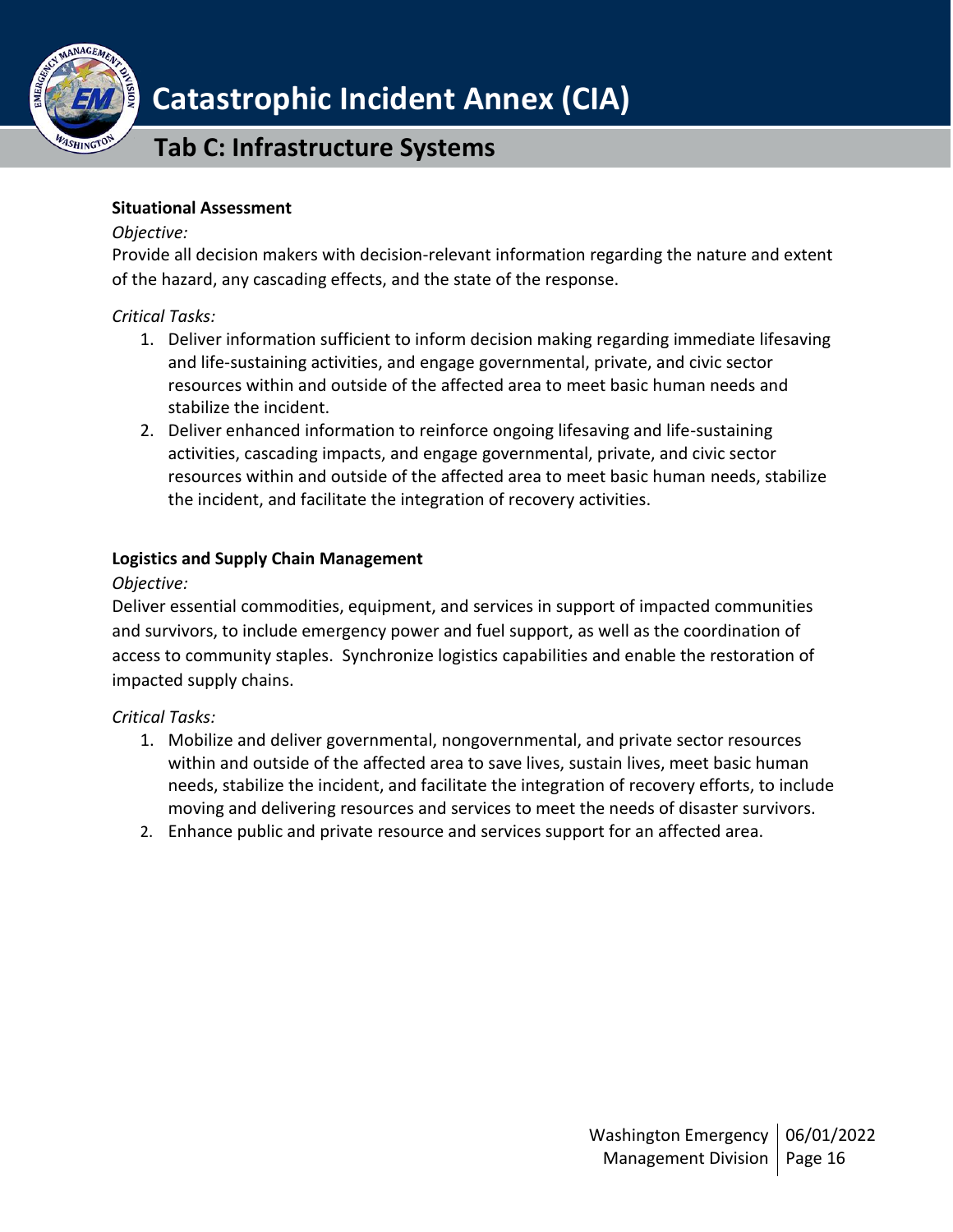**Situational Assessment**

*Objective:*

Provide all decision makers with decision-relevant information regarding the nature and extent of the hazard, any cascading effects, and the state of the response.

*Critical Tasks:*

1. Deliver information sufficient to inform decision making regarding immediate lifesaving and life-sustaining activities, and engage governmental, private, and civic sector resources within and outside of the affected area to meet basic human needs and stabilize the incident.
2. Deliver enhanced information to reinforce ongoing lifesaving and life-sustaining activities, cascading impacts, and engage governmental, private, and civic sector resources within and outside of the affected area to meet basic human needs, stabilize the incident, and facilitate the integration of recovery activities.

**Logistics and Supply Chain Management**

*Objective:*

Deliver essential commodities, equipment, and services in support of impacted communities and survivors, to include emergency power and fuel support, as well as the coordination of access to community staples. Synchronize logistics capabilities and enable the restoration of impacted supply chains.

*Critical Tasks:*

1. Mobilize and deliver governmental, nongovernmental, and private sector resources within and outside of the affected area to save lives, sustain lives, meet basic human needs, stabilize the incident, and facilitate the integration of recovery efforts, to include moving and delivering resources and services to meet the needs of disaster survivors.
2. Enhance public and private resource and services support for an affected area.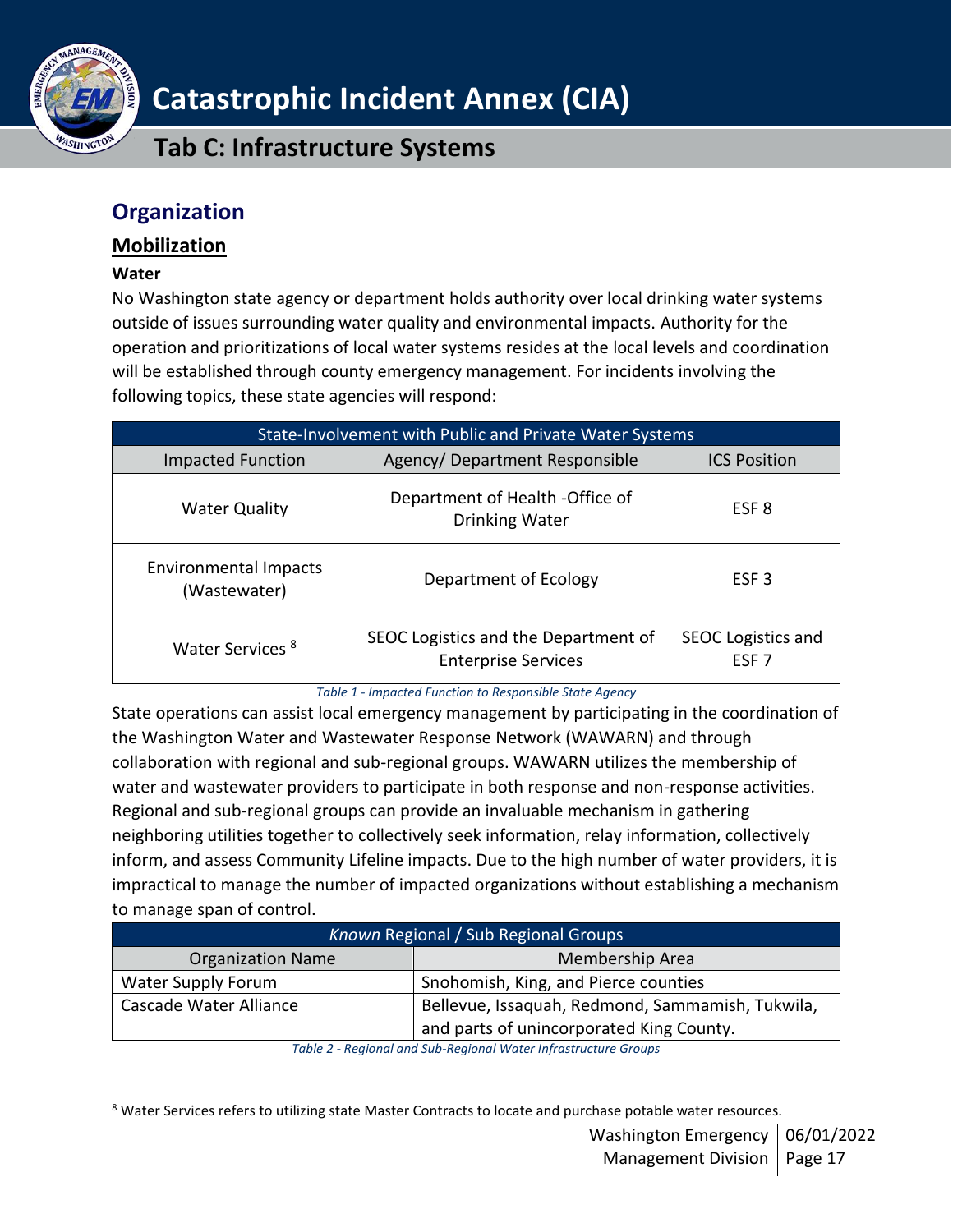## Organization

### Mobilization

**Water**

No Washington state agency or department holds authority over local drinking water systems outside of issues surrounding water quality and environmental impacts. Authority for the operation and prioritizations of local water systems resides at the local levels and coordination will be established through county emergency management. For incidents involving the following topics, these state agencies will respond:

| State-Involvement with Public and Private Water Systems | | |
|---|---|---|
| Impacted Function | Agency/ Department Responsible | ICS Position |
| Water Quality | Department of Health -Office of Drinking Water | ESF 8 |
| Environmental Impacts (Wastewater) | Department of Ecology | ESF 3 |
| Water Services [8] | SEOC Logistics and the Department of Enterprise Services | SEOC Logistics and ESF 7 |

*Table 1 - Impacted Function to Responsible State Agency*

State operations can assist local emergency management by participating in the coordination of the Washington Water and Wastewater Response Network (WAWARN) and through collaboration with regional and sub-regional groups. WAWARN utilizes the membership of water and wastewater providers to participate in both response and non-response activities. Regional and sub-regional groups can provide an invaluable mechanism in gathering neighboring utilities together to collectively seek information, relay information, collectively inform, and assess Community Lifeline impacts. Due to the high number of water providers, it is impractical to manage the number of impacted organizations without establishing a mechanism to manage span of control.

| *Known* Regional / Sub Regional Groups | |
|---|---|
| Organization Name | Membership Area |
| Water Supply Forum | Snohomish, King, and Pierce counties |
| Cascade Water Alliance | Bellevue, Issaquah, Redmond, Sammamish, Tukwila, and parts of unincorporated King County. |

*Table 2 - Regional and Sub-Regional Water Infrastructure Groups*

[8] Water Services refers to utilizing state Master Contracts to locate and purchase potable water resources.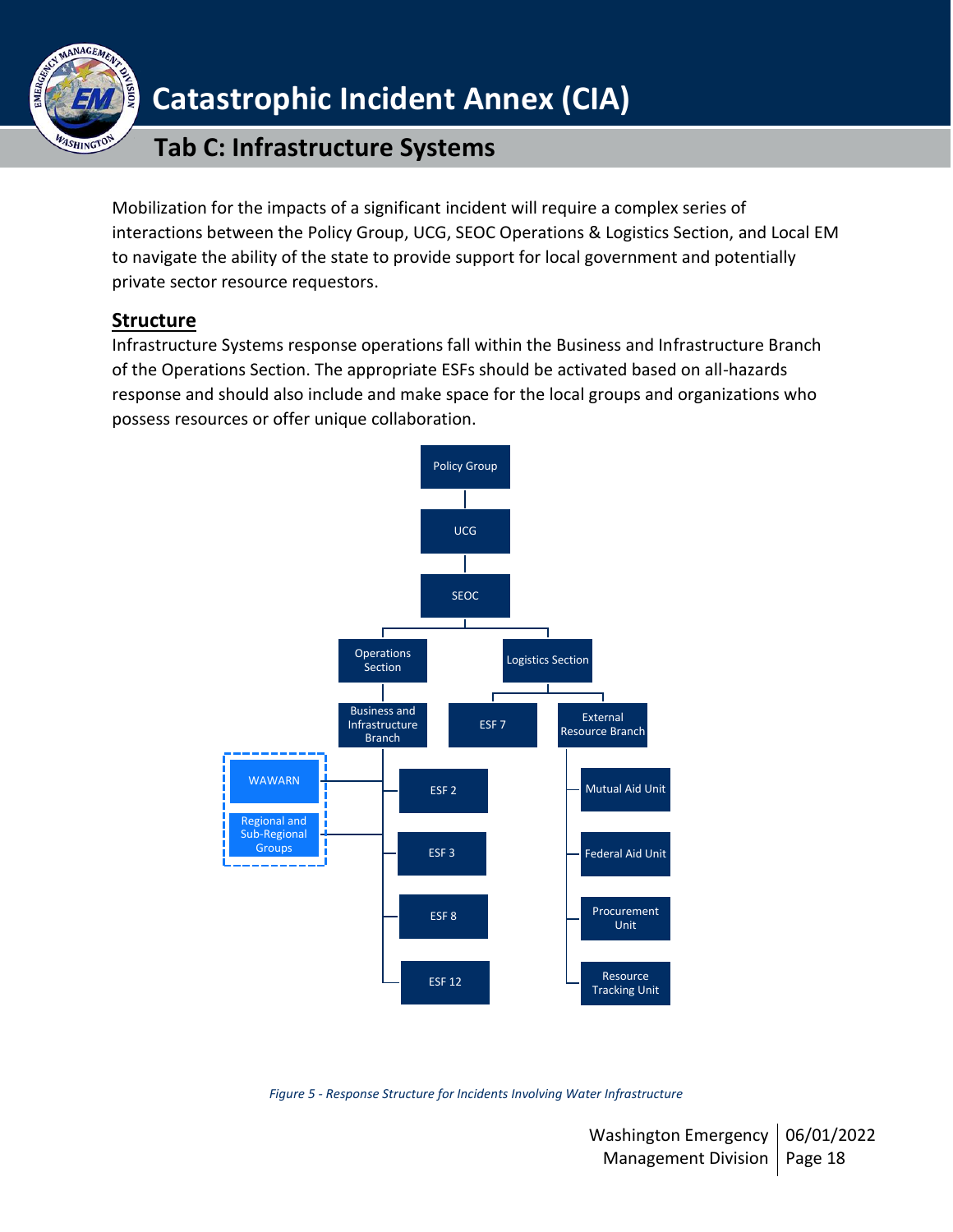Mobilization for the impacts of a significant incident will require a complex series of interactions between the Policy Group, UCG, SEOC Operations & Logistics Section, and Local EM to navigate the ability of the state to provide support for local government and potentially private sector resource requestors.

## Structure

Infrastructure Systems response operations fall within the Business and Infrastructure Branch of the Operations Section. The appropriate ESFs should be activated based on all-hazards response and should also include and make space for the local groups and organizations who possess resources or offer unique collaboration.

*Figure 5 - Response Structure for Incidents Involving Water Infrastructure*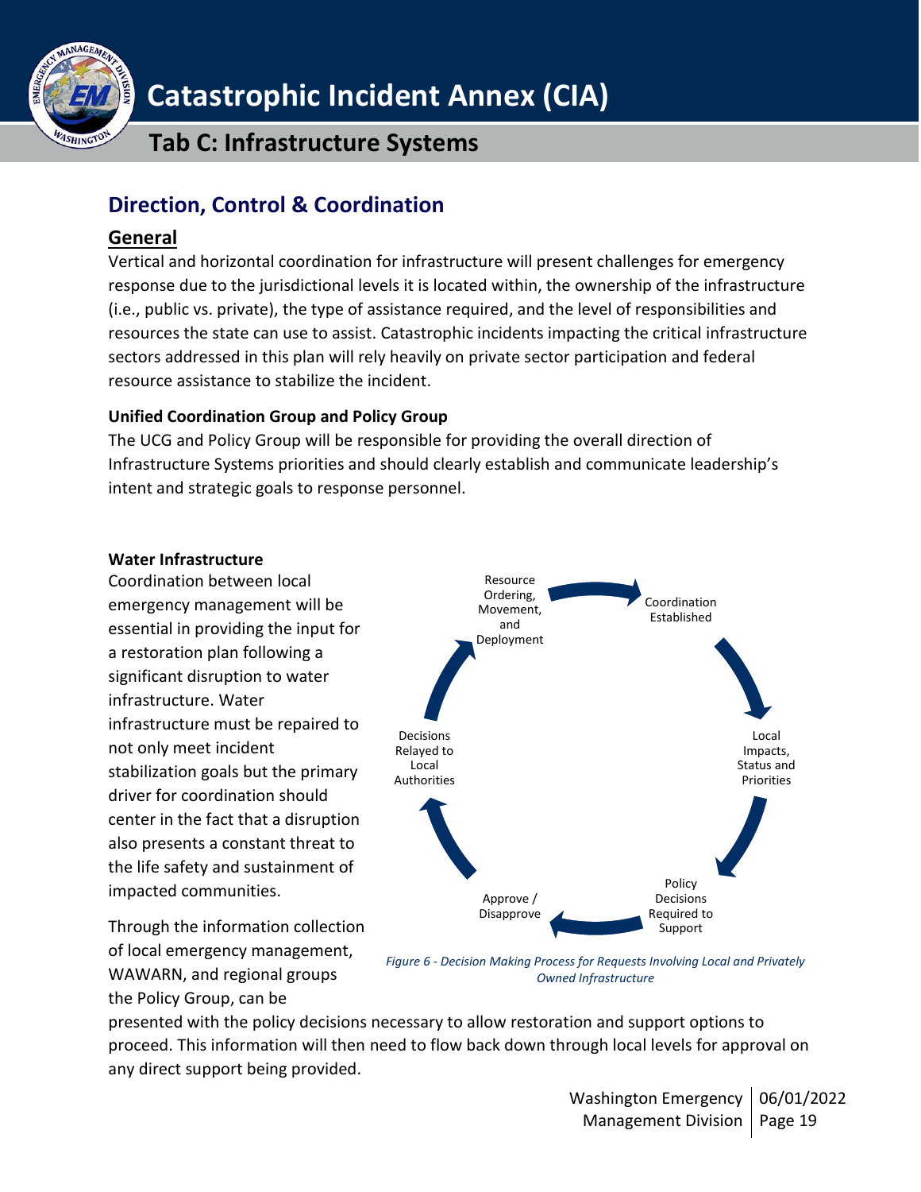## Direction, Control & Coordination

### General

Vertical and horizontal coordination for infrastructure will present challenges for emergency response due to the jurisdictional levels it is located within, the ownership of the infrastructure (i.e., public vs. private), the type of assistance required, and the level of responsibilities and resources the state can use to assist. Catastrophic incidents impacting the critical infrastructure sectors addressed in this plan will rely heavily on private sector participation and federal resource assistance to stabilize the incident.

#### Unified Coordination Group and Policy Group

The UCG and Policy Group will be responsible for providing the overall direction of Infrastructure Systems priorities and should clearly establish and communicate leadership's intent and strategic goals to response personnel.

#### Water Infrastructure

Coordination between local emergency management will be essential in providing the input for a restoration plan following a significant disruption to water infrastructure. Water infrastructure must be repaired to not only meet incident stabilization goals but the primary driver for coordination should center in the fact that a disruption also presents a constant threat to the life safety and sustainment of impacted communities.

Through the information collection of local emergency management, WAWARN, and regional groups the Policy Group, can be presented with the policy decisions necessary to allow restoration and support options to proceed. This information will then need to flow back down through local levels for approval on any direct support being provided.

Resource Ordering, Movement, and Deployment → Coordination Established → Local Impacts, Status and Priorities → Policy Decisions Required to Support → Approve / Disapprove → Decisions Relayed to Local Authorities → Resource Ordering, Movement, and Deployment

*Figure 6 - Decision Making Process for Requests Involving Local and Privately Owned Infrastructure*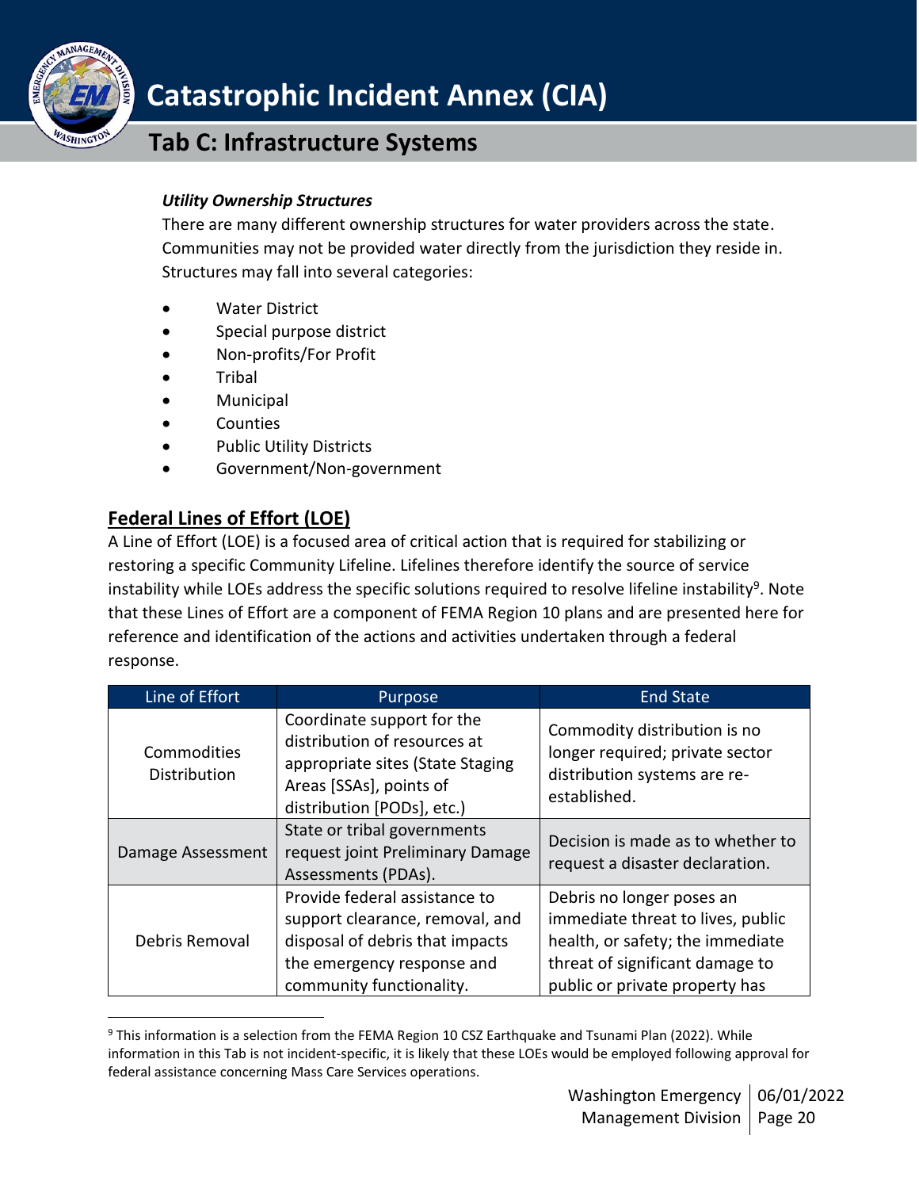#### *Utility Ownership Structures*

There are many different ownership structures for water providers across the state. Communities may not be provided water directly from the jurisdiction they reside in. Structures may fall into several categories:

- Water District
- Special purpose district
- Non-profits/For Profit
- Tribal
- Municipal
- Counties
- Public Utility Districts
- Government/Non-government

## Federal Lines of Effort (LOE)

A Line of Effort (LOE) is a focused area of critical action that is required for stabilizing or restoring a specific Community Lifeline. Lifelines therefore identify the source of service instability while LOEs address the specific solutions required to resolve lifeline instability[9]. Note that these Lines of Effort are a component of FEMA Region 10 plans and are presented here for reference and identification of the actions and activities undertaken through a federal response.

| Line of Effort | Purpose | End State |
|---|---|---|
| Commodities Distribution | Coordinate support for the distribution of resources at appropriate sites (State Staging Areas [SSAs], points of distribution [PODs], etc.) | Commodity distribution is no longer required; private sector distribution systems are re-established. |
| Damage Assessment | State or tribal governments request joint Preliminary Damage Assessments (PDAs). | Decision is made as to whether to request a disaster declaration. |
| Debris Removal | Provide federal assistance to support clearance, removal, and disposal of debris that impacts the emergency response and community functionality. | Debris no longer poses an immediate threat to lives, public health, or safety; the immediate threat of significant damage to public or private property has |

[9] This information is a selection from the FEMA Region 10 CSZ Earthquake and Tsunami Plan (2022). While information in this Tab is not incident-specific, it is likely that these LOEs would be employed following approval for federal assistance concerning Mass Care Services operations.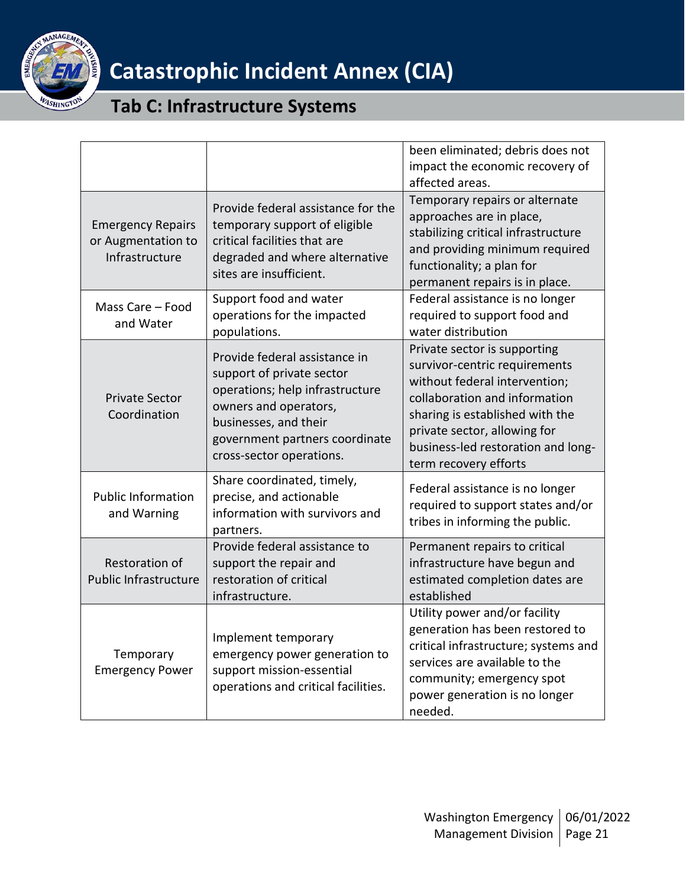|  |  | been eliminated; debris does not impact the economic recovery of affected areas. |
| --- | --- | --- |
| Emergency Repairs or Augmentation to Infrastructure | Provide federal assistance for the temporary support of eligible critical facilities that are degraded and where alternative sites are insufficient. | Temporary repairs or alternate approaches are in place, stabilizing critical infrastructure and providing minimum required functionality; a plan for permanent repairs is in place. |
| Mass Care – Food and Water | Support food and water operations for the impacted populations. | Federal assistance is no longer required to support food and water distribution |
| Private Sector Coordination | Provide federal assistance in support of private sector operations; help infrastructure owners and operators, businesses, and their government partners coordinate cross-sector operations. | Private sector is supporting survivor-centric requirements without federal intervention; collaboration and information sharing is established with the private sector, allowing for business-led restoration and long-term recovery efforts |
| Public Information and Warning | Share coordinated, timely, precise, and actionable information with survivors and partners. | Federal assistance is no longer required to support states and/or tribes in informing the public. |
| Restoration of Public Infrastructure | Provide federal assistance to support the repair and restoration of critical infrastructure. | Permanent repairs to critical infrastructure have begun and estimated completion dates are established |
| Temporary Emergency Power | Implement temporary emergency power generation to support mission-essential operations and critical facilities. | Utility power and/or facility generation has been restored to critical infrastructure; systems and services are available to the community; emergency spot power generation is no longer needed. |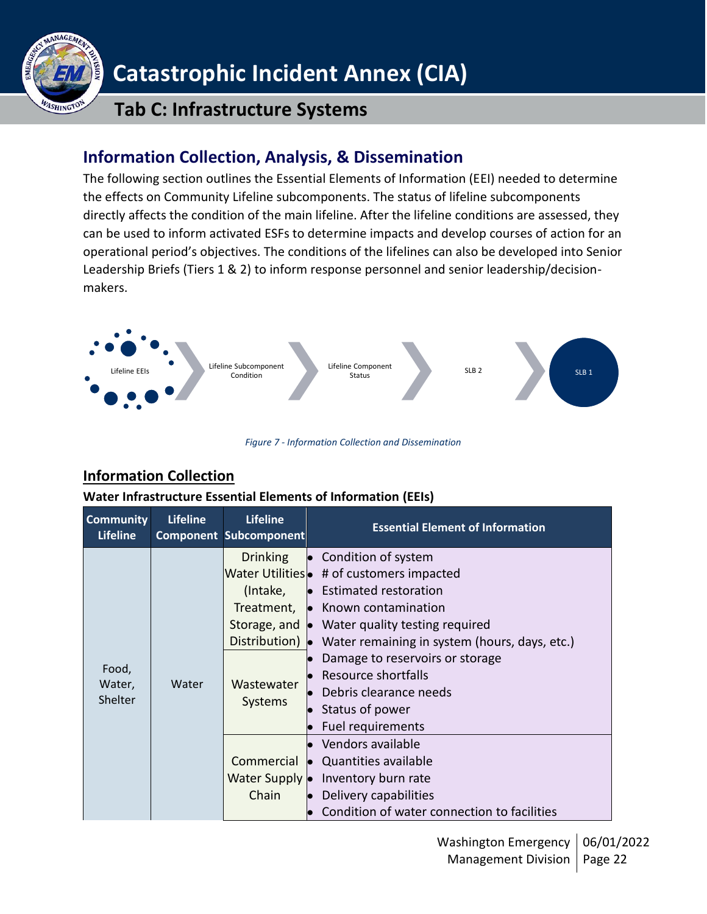## Information Collection, Analysis, & Dissemination

The following section outlines the Essential Elements of Information (EEI) needed to determine the effects on Community Lifeline subcomponents. The status of lifeline subcomponents directly affects the condition of the main lifeline. After the lifeline conditions are assessed, they can be used to inform activated ESFs to determine impacts and develop courses of action for an operational period's objectives. The conditions of the lifelines can also be developed into Senior Leadership Briefs (Tiers 1 & 2) to inform response personnel and senior leadership/decision-makers.

Lifeline EEIs → Lifeline Subcomponent Condition → Lifeline Component Status → SLB 2 → SLB 1

*Figure 7 - Information Collection and Dissemination*

### Information Collection

**Water Infrastructure Essential Elements of Information (EEIs)**

| Community Lifeline | Lifeline Component | Lifeline Subcomponent | Essential Element of Information |
|---|---|---|---|
| Food, Water, Shelter | Water | Drinking Water Utilities (Intake, Treatment, Storage, and Distribution) | • Condition of system<br>• # of customers impacted<br>• Estimated restoration<br>• Known contamination<br>• Water quality testing required<br>• Water remaining in system (hours, days, etc.)<br>• Damage to reservoirs or storage<br>• Resource shortfalls<br>• Debris clearance needs<br>• Status of power<br>• Fuel requirements |
| | | Wastewater Systems | |
| | | Commercial Water Supply Chain | • Vendors available<br>• Quantities available<br>• Inventory burn rate<br>• Delivery capabilities<br>• Condition of water connection to facilities |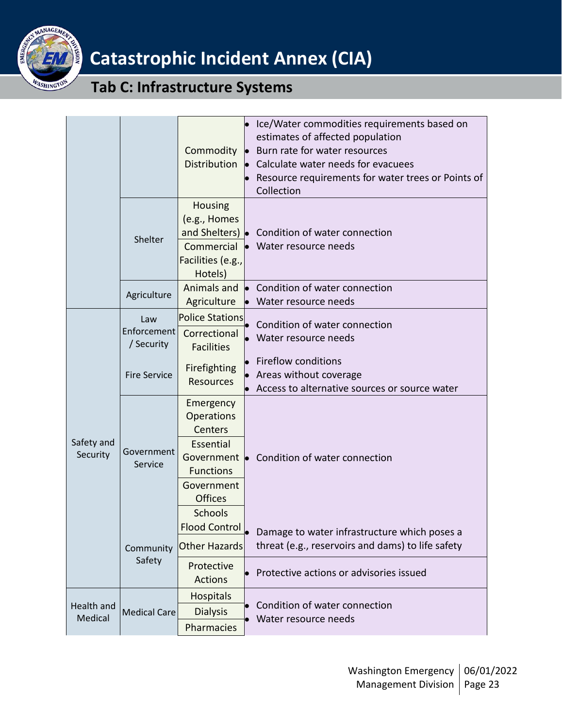| | | | |
|---|---|---|---|
| | | Commodity Distribution | • Ice/Water commodities requirements based on estimates of affected population<br>• Burn rate for water resources<br>• Calculate water needs for evacuees<br>• Resource requirements for water trees or Points of Collection |
| | Shelter | Housing (e.g., Homes and Shelters)<br>Commercial Facilities (e.g., Hotels) | • Condition of water connection<br>• Water resource needs |
| | Agriculture | Animals and Agriculture | • Condition of water connection<br>• Water resource needs |
| Safety and Security | Law Enforcement / Security | Police Stations<br>Correctional Facilities | • Condition of water connection<br>• Water resource needs |
| | Fire Service | Firefighting Resources | • Fireflow conditions<br>• Areas without coverage<br>• Access to alternative sources or source water |
| | Government Service | Emergency Operations Centers<br>Essential Government Functions<br>Government Offices<br>Schools | • Condition of water connection |
| | Community Safety | Flood Control<br>Other Hazards | • Damage to water infrastructure which poses a threat (e.g., reservoirs and dams) to life safety |
| | | Protective Actions | • Protective actions or advisories issued |
| Health and Medical | Medical Care | Hospitals<br>Dialysis<br>Pharmacies | • Condition of water connection<br>• Water resource needs |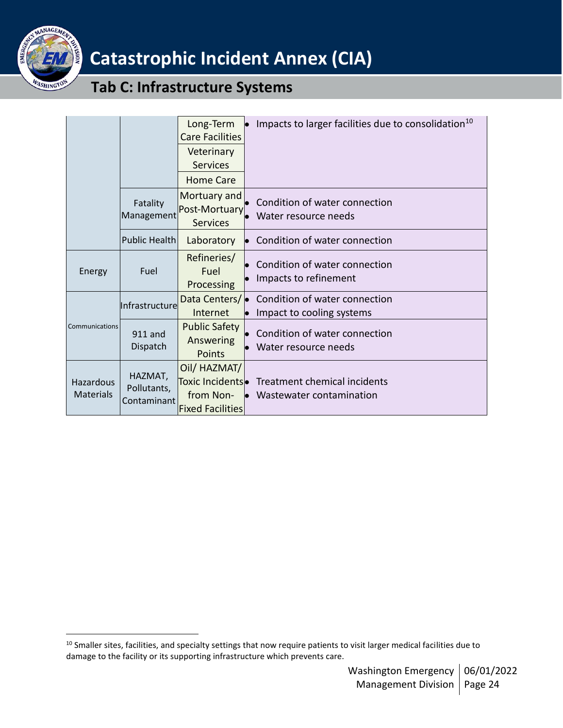| | | | |
|---|---|---|---|
| | | Long-Term Care Facilities | • Impacts to larger facilities due to consolidation[10] |
| | | Veterinary Services | |
| | | Home Care | |
| | Fatality Management | Mortuary and Post-Mortuary Services | • Condition of water connection<br>• Water resource needs |
| | Public Health | Laboratory | • Condition of water connection |
| Energy | Fuel | Refineries/ Fuel Processing | • Condition of water connection<br>• Impacts to refinement |
| Communications | Infrastructure | Data Centers/ Internet | • Condition of water connection<br>• Impact to cooling systems |
| | 911 and Dispatch | Public Safety Answering Points | • Condition of water connection<br>• Water resource needs |
| Hazardous Materials | HAZMAT, Pollutants, Contaminant | Oil/ HAZMAT/ Toxic Incidents from Non-Fixed Facilities | • Treatment chemical incidents<br>• Wastewater contamination |

[10] Smaller sites, facilities, and specialty settings that now require patients to visit larger medical facilities due to damage to the facility or its supporting infrastructure which prevents care.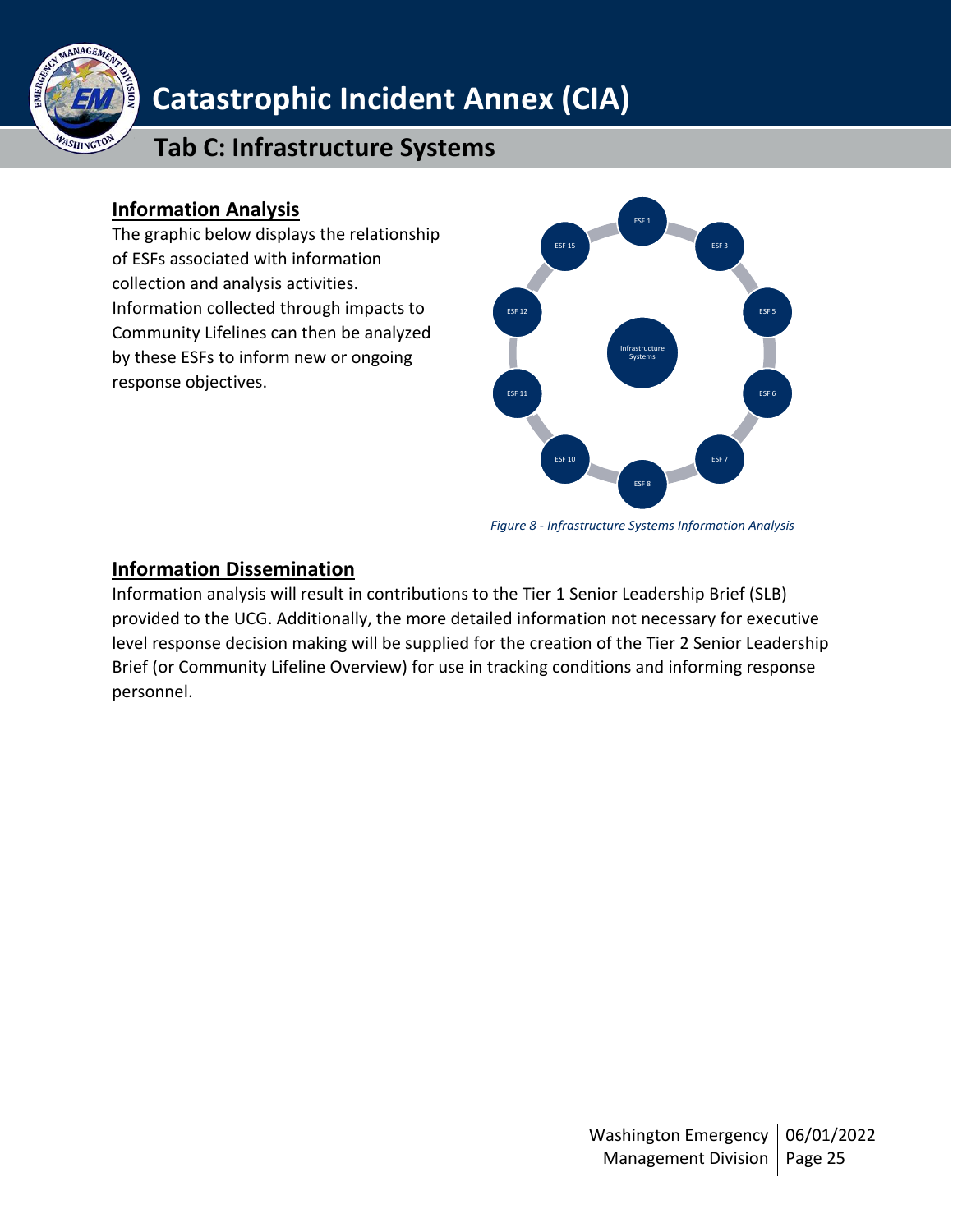## Information Analysis

The graphic below displays the relationship of ESFs associated with information collection and analysis activities. Information collected through impacts to Community Lifelines can then be analyzed by these ESFs to inform new or ongoing response objectives.

ESF 1, ESF 3, ESF 5, ESF 6, ESF 7, ESF 8, ESF 10, ESF 11, ESF 12, ESF 15 — Infrastructure Systems

*Figure 8 - Infrastructure Systems Information Analysis*

## Information Dissemination

Information analysis will result in contributions to the Tier 1 Senior Leadership Brief (SLB) provided to the UCG. Additionally, the more detailed information not necessary for executive level response decision making will be supplied for the creation of the Tier 2 Senior Leadership Brief (or Community Lifeline Overview) for use in tracking conditions and informing response personnel.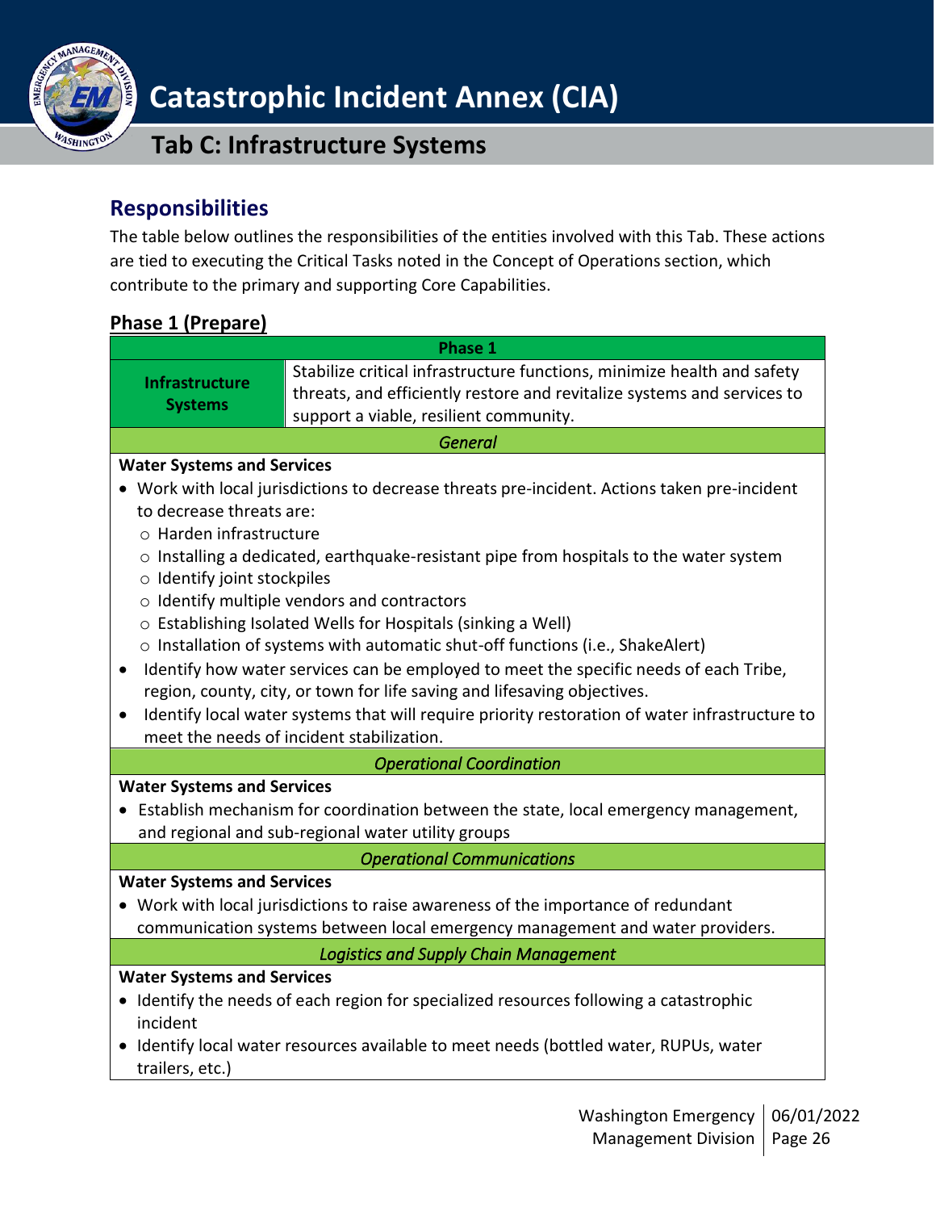## Responsibilities

The table below outlines the responsibilities of the entities involved with this Tab. These actions are tied to executing the Critical Tasks noted in the Concept of Operations section, which contribute to the primary and supporting Core Capabilities.

### Phase 1 (Prepare)

| Phase 1 | |
|---|---|
| **Infrastructure Systems** | Stabilize critical infrastructure functions, minimize health and safety threats, and efficiently restore and revitalize systems and services to support a viable, resilient community. |
| *General* | |
| **Water Systems and Services**<br>• Work with local jurisdictions to decrease threats pre-incident. Actions taken pre-incident to decrease threats are:<br>&nbsp;&nbsp;○ Harden infrastructure<br>&nbsp;&nbsp;○ Installing a dedicated, earthquake-resistant pipe from hospitals to the water system<br>&nbsp;&nbsp;○ Identify joint stockpiles<br>&nbsp;&nbsp;○ Identify multiple vendors and contractors<br>&nbsp;&nbsp;○ Establishing Isolated Wells for Hospitals (sinking a Well)<br>&nbsp;&nbsp;○ Installation of systems with automatic shut-off functions (i.e., ShakeAlert)<br>• Identify how water services can be employed to meet the specific needs of each Tribe, region, county, city, or town for life saving and lifesaving objectives.<br>• Identify local water systems that will require priority restoration of water infrastructure to meet the needs of incident stabilization. | |
| *Operational Coordination* | |
| **Water Systems and Services**<br>• Establish mechanism for coordination between the state, local emergency management, and regional and sub-regional water utility groups | |
| *Operational Communications* | |
| **Water Systems and Services**<br>• Work with local jurisdictions to raise awareness of the importance of redundant communication systems between local emergency management and water providers. | |
| *Logistics and Supply Chain Management* | |
| **Water Systems and Services**<br>• Identify the needs of each region for specialized resources following a catastrophic incident<br>• Identify local water resources available to meet needs (bottled water, RUPUs, water trailers, etc.) | |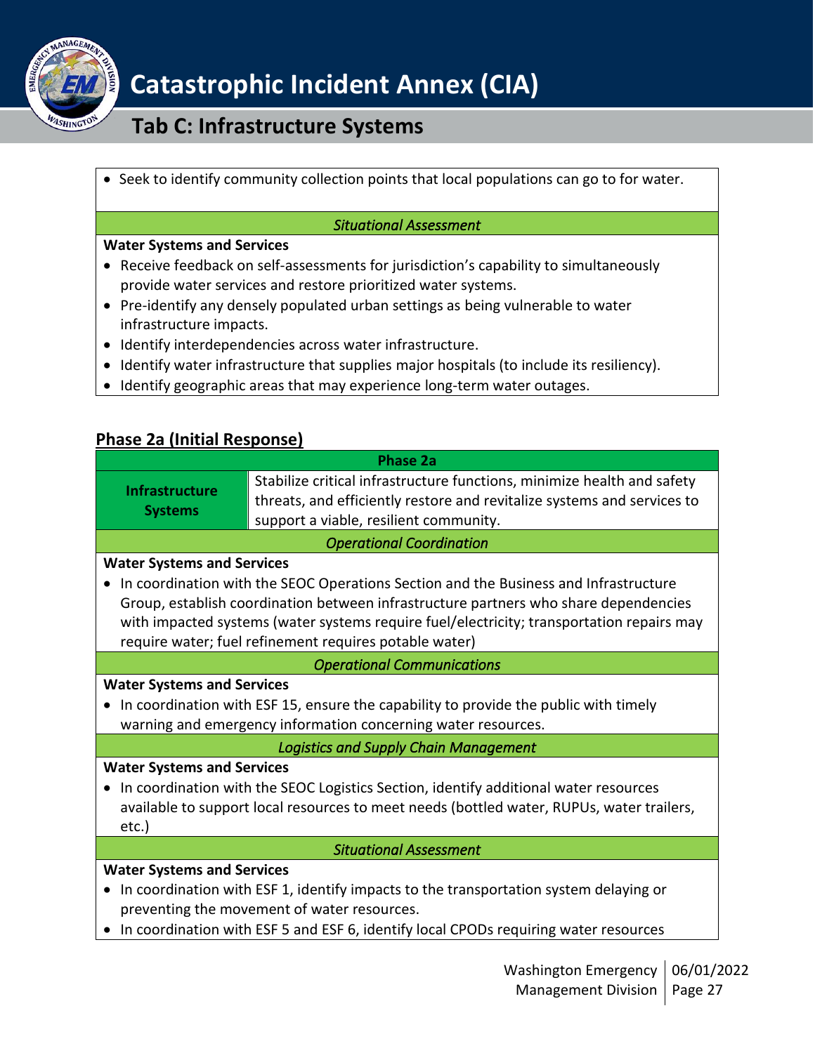- Seek to identify community collection points that local populations can go to for water.

*Situational Assessment*

**Water Systems and Services**

- Receive feedback on self-assessments for jurisdiction's capability to simultaneously provide water services and restore prioritized water systems.
- Pre-identify any densely populated urban settings as being vulnerable to water infrastructure impacts.
- Identify interdependencies across water infrastructure.
- Identify water infrastructure that supplies major hospitals (to include its resiliency).
- Identify geographic areas that may experience long-term water outages.

## Phase 2a (Initial Response)

| Phase 2a | |
|---|---|
| **Infrastructure Systems** | Stabilize critical infrastructure functions, minimize health and safety threats, and efficiently restore and revitalize systems and services to support a viable, resilient community. |

*Operational Coordination*

**Water Systems and Services**

- In coordination with the SEOC Operations Section and the Business and Infrastructure Group, establish coordination between infrastructure partners who share dependencies with impacted systems (water systems require fuel/electricity; transportation repairs may require water; fuel refinement requires potable water)

*Operational Communications*

**Water Systems and Services**

- In coordination with ESF 15, ensure the capability to provide the public with timely warning and emergency information concerning water resources.

*Logistics and Supply Chain Management*

**Water Systems and Services**

- In coordination with the SEOC Logistics Section, identify additional water resources available to support local resources to meet needs (bottled water, RUPUs, water trailers, etc.)

*Situational Assessment*

**Water Systems and Services**

- In coordination with ESF 1, identify impacts to the transportation system delaying or preventing the movement of water resources.
- In coordination with ESF 5 and ESF 6, identify local CPODs requiring water resources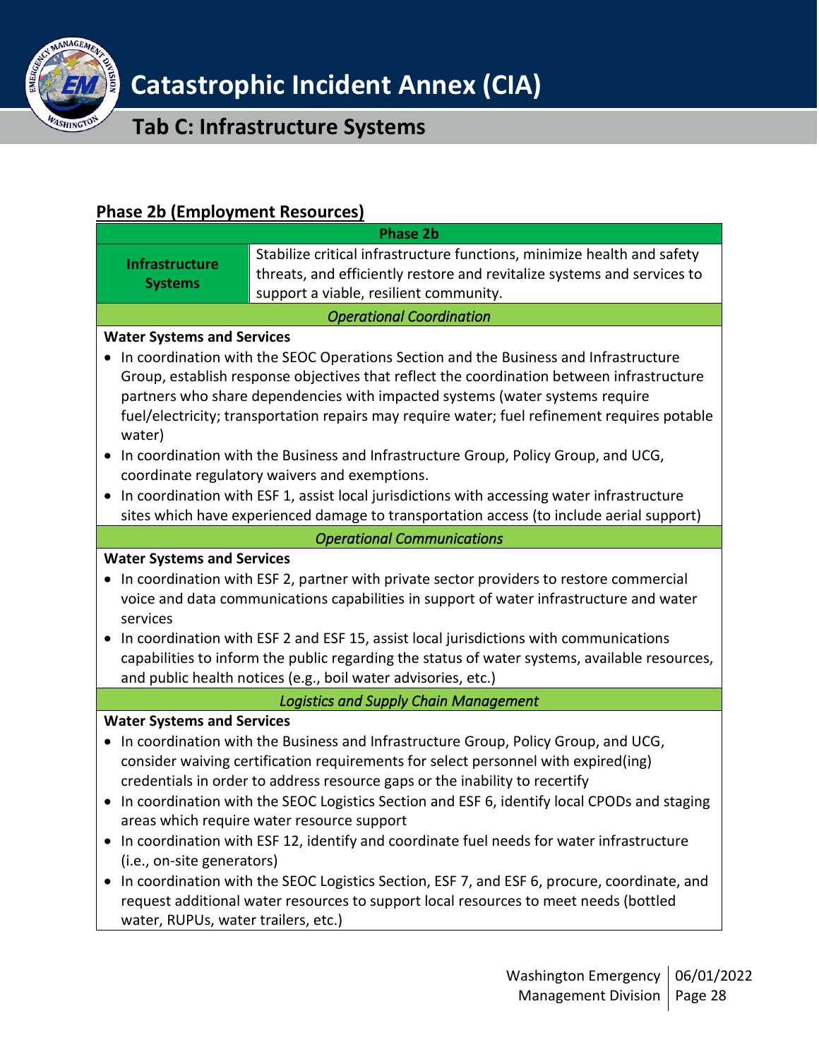## Phase 2b (Employment Resources)

| Phase 2b | |
|---|---|
| **Infrastructure Systems** | Stabilize critical infrastructure functions, minimize health and safety threats, and efficiently restore and revitalize systems and services to support a viable, resilient community. |

### *Operational Coordination*

**Water Systems and Services**

- In coordination with the SEOC Operations Section and the Business and Infrastructure Group, establish response objectives that reflect the coordination between infrastructure partners who share dependencies with impacted systems (water systems require fuel/electricity; transportation repairs may require water; fuel refinement requires potable water)
- In coordination with the Business and Infrastructure Group, Policy Group, and UCG, coordinate regulatory waivers and exemptions.
- In coordination with ESF 1, assist local jurisdictions with accessing water infrastructure sites which have experienced damage to transportation access (to include aerial support)

### *Operational Communications*

**Water Systems and Services**

- In coordination with ESF 2, partner with private sector providers to restore commercial voice and data communications capabilities in support of water infrastructure and water services
- In coordination with ESF 2 and ESF 15, assist local jurisdictions with communications capabilities to inform the public regarding the status of water systems, available resources, and public health notices (e.g., boil water advisories, etc.)

### *Logistics and Supply Chain Management*

**Water Systems and Services**

- In coordination with the Business and Infrastructure Group, Policy Group, and UCG, consider waiving certification requirements for select personnel with expired(ing) credentials in order to address resource gaps or the inability to recertify
- In coordination with the SEOC Logistics Section and ESF 6, identify local CPODs and staging areas which require water resource support
- In coordination with ESF 12, identify and coordinate fuel needs for water infrastructure (i.e., on-site generators)
- In coordination with the SEOC Logistics Section, ESF 7, and ESF 6, procure, coordinate, and request additional water resources to support local resources to meet needs (bottled water, RUPUs, water trailers, etc.)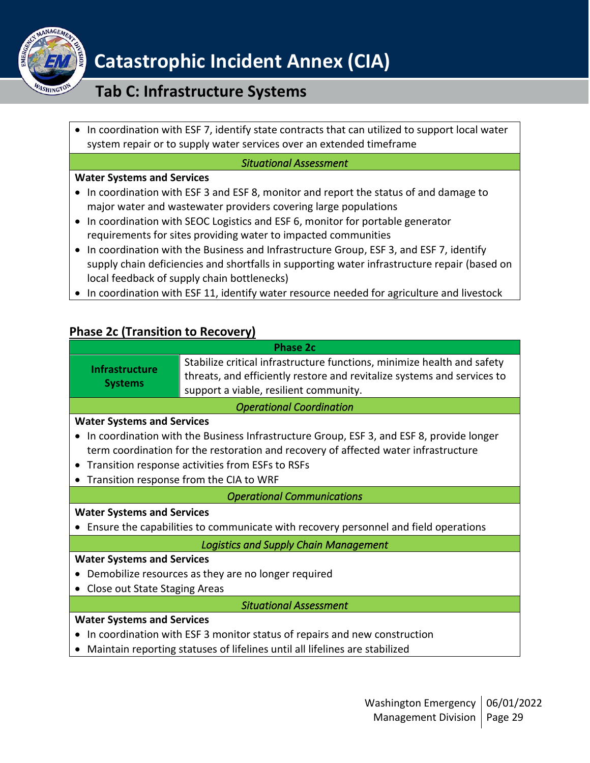- In coordination with ESF 7, identify state contracts that can utilized to support local water system repair or to supply water services over an extended timeframe

*Situational Assessment*

**Water Systems and Services**

- In coordination with ESF 3 and ESF 8, monitor and report the status of and damage to major water and wastewater providers covering large populations
- In coordination with SEOC Logistics and ESF 6, monitor for portable generator requirements for sites providing water to impacted communities
- In coordination with the Business and Infrastructure Group, ESF 3, and ESF 7, identify supply chain deficiencies and shortfalls in supporting water infrastructure repair (based on local feedback of supply chain bottlenecks)
- In coordination with ESF 11, identify water resource needed for agriculture and livestock

## Phase 2c (Transition to Recovery)

| Phase 2c | |
|---|---|
| **Infrastructure Systems** | Stabilize critical infrastructure functions, minimize health and safety threats, and efficiently restore and revitalize systems and services to support a viable, resilient community. |

*Operational Coordination*

**Water Systems and Services**

- In coordination with the Business Infrastructure Group, ESF 3, and ESF 8, provide longer term coordination for the restoration and recovery of affected water infrastructure
- Transition response activities from ESFs to RSFs
- Transition response from the CIA to WRF

*Operational Communications*

**Water Systems and Services**

- Ensure the capabilities to communicate with recovery personnel and field operations

*Logistics and Supply Chain Management*

**Water Systems and Services**

- Demobilize resources as they are no longer required
- Close out State Staging Areas

*Situational Assessment*

**Water Systems and Services**

- In coordination with ESF 3 monitor status of repairs and new construction
- Maintain reporting statuses of lifelines until all lifelines are stabilized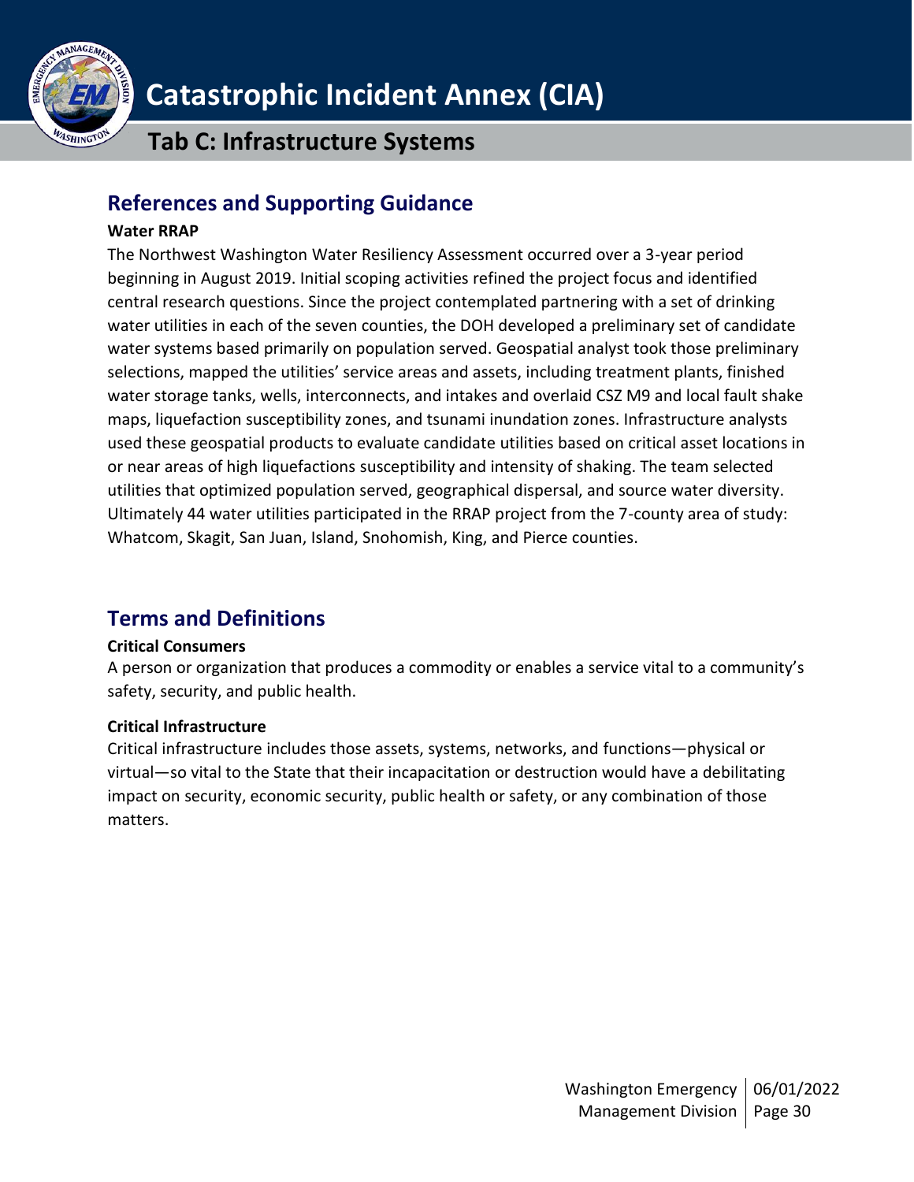## References and Supporting Guidance

**Water RRAP**

The Northwest Washington Water Resiliency Assessment occurred over a 3-year period beginning in August 2019. Initial scoping activities refined the project focus and identified central research questions. Since the project contemplated partnering with a set of drinking water utilities in each of the seven counties, the DOH developed a preliminary set of candidate water systems based primarily on population served. Geospatial analyst took those preliminary selections, mapped the utilities' service areas and assets, including treatment plants, finished water storage tanks, wells, interconnects, and intakes and overlaid CSZ M9 and local fault shake maps, liquefaction susceptibility zones, and tsunami inundation zones. Infrastructure analysts used these geospatial products to evaluate candidate utilities based on critical asset locations in or near areas of high liquefactions susceptibility and intensity of shaking. The team selected utilities that optimized population served, geographical dispersal, and source water diversity. Ultimately 44 water utilities participated in the RRAP project from the 7-county area of study: Whatcom, Skagit, San Juan, Island, Snohomish, King, and Pierce counties.

## Terms and Definitions

**Critical Consumers**

A person or organization that produces a commodity or enables a service vital to a community's safety, security, and public health.

**Critical Infrastructure**

Critical infrastructure includes those assets, systems, networks, and functions—physical or virtual—so vital to the State that their incapacitation or destruction would have a debilitating impact on security, economic security, public health or safety, or any combination of those matters.